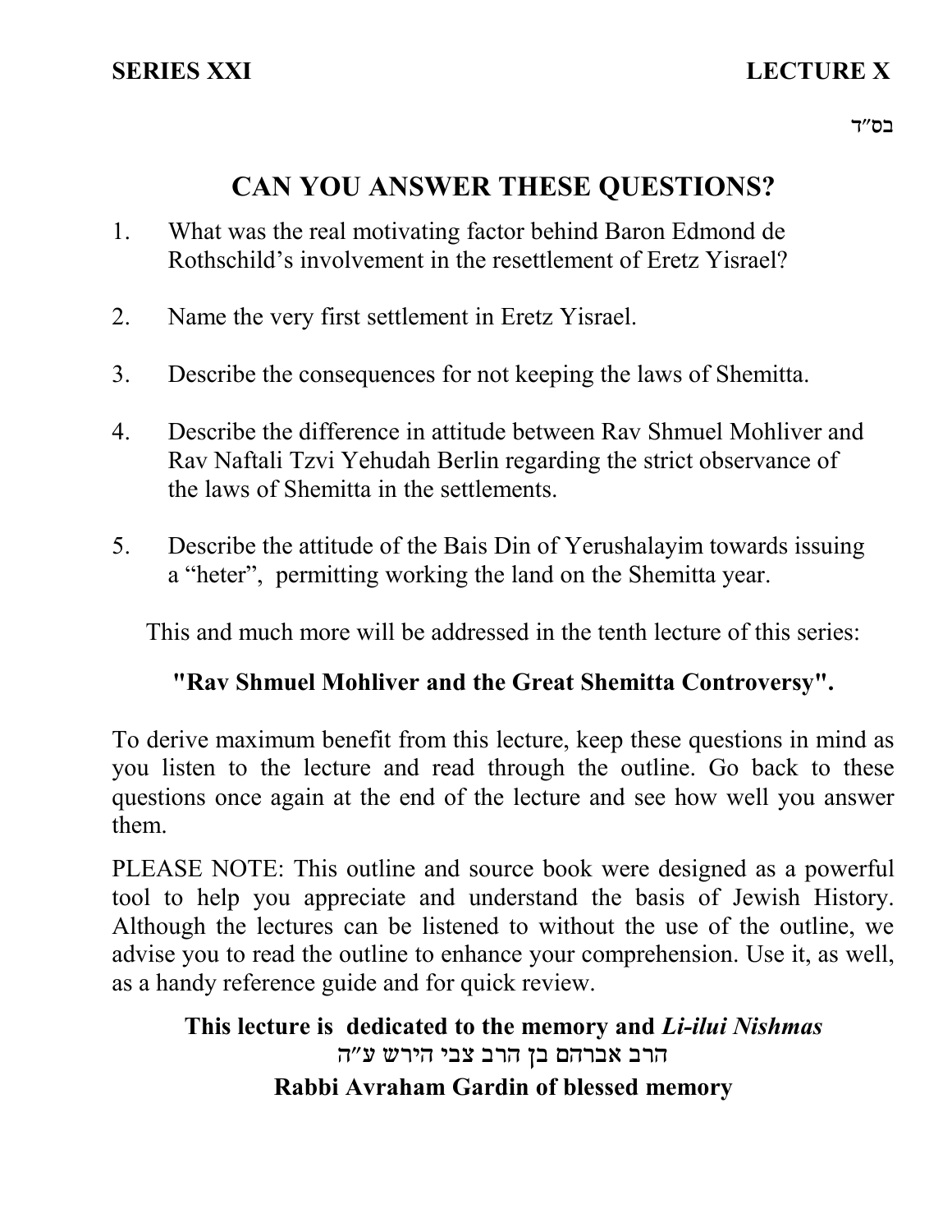**SERIES XXI** **LECTURE X**

בס״ד

# CAN YOU ANSWER THESE QUESTIONS?

1. What was the real motivating factor behind Baron Edmond de Rothschild's involvement in the resettlement of Eretz Yisrael?

2. Name the very first settlement in Eretz Yisrael.

3. Describe the consequences for not keeping the laws of Shemitta.

4. Describe the difference in attitude between Rav Shmuel Mohliver and Rav Naftali Tzvi Yehudah Berlin regarding the strict observance of the laws of Shemitta in the settlements.

5. Describe the attitude of the Bais Din of Yerushalayim towards issuing a "heter", permitting working the land on the Shemitta year.

This and much more will be addressed in the tenth lecture of this series:

**"Rav Shmuel Mohliver and the Great Shemitta Controversy".**

To derive maximum benefit from this lecture, keep these questions in mind as you listen to the lecture and read through the outline. Go back to these questions once again at the end of the lecture and see how well you answer them.

PLEASE NOTE: This outline and source book were designed as a powerful tool to help you appreciate and understand the basis of Jewish History. Although the lectures can be listened to without the use of the outline, we advise you to read the outline to enhance your comprehension. Use it, as well, as a handy reference guide and for quick review.

**This lecture is dedicated to the memory and *Li-ilui Nishmas***
**הרב אברהם בן הרב צבי הירש ע״ה**
**Rabbi Avraham Gardin of blessed memory**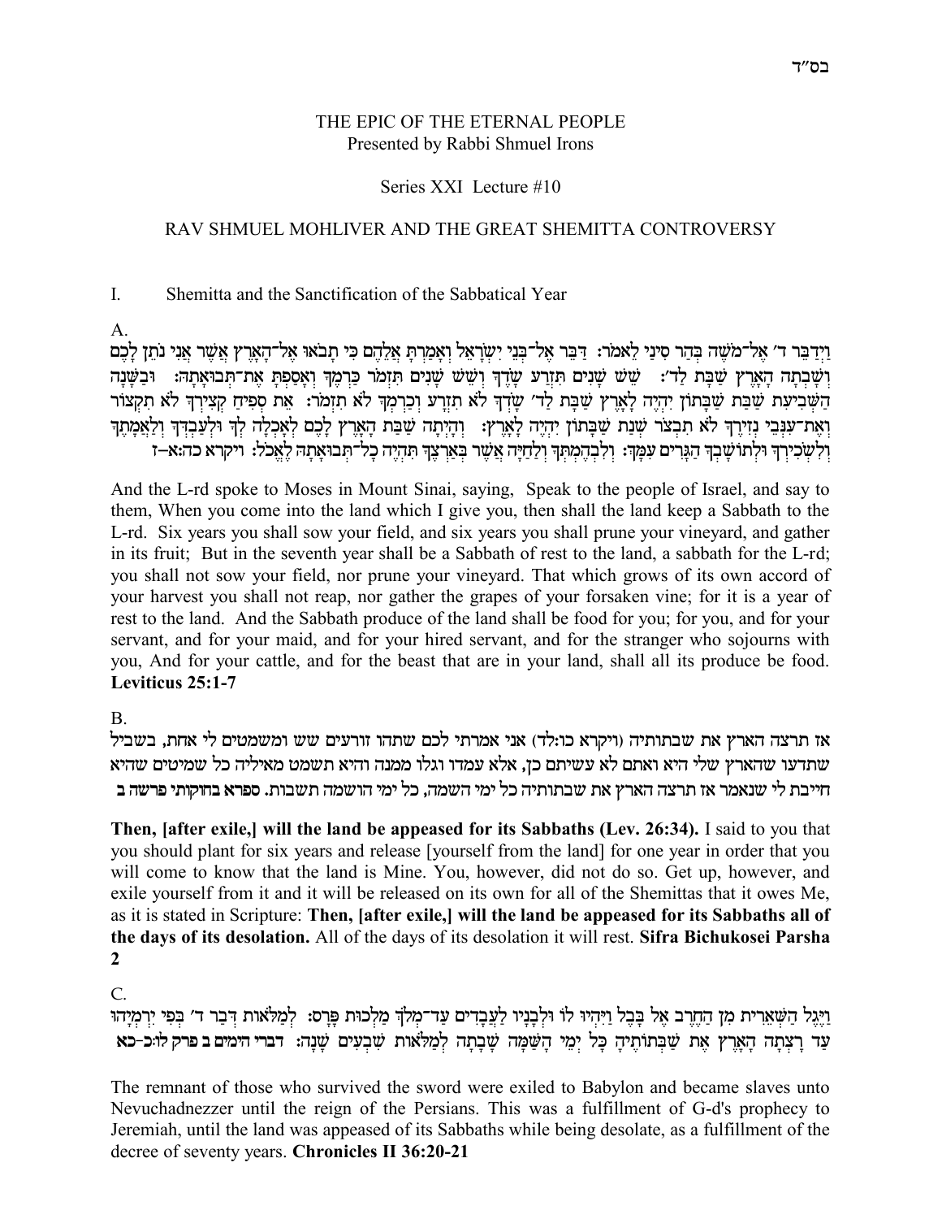בס"ד

THE EPIC OF THE ETERNAL PEOPLE
Presented by Rabbi Shmuel Irons

Series XXI Lecture #10

RAV SHMUEL MOHLIVER AND THE GREAT SHEMITTA CONTROVERSY

I. Shemitta and the Sanctification of the Sabbatical Year

A.

וַיְדַבֵּר ד׳ אֶל־מֹשֶׁה בְּהַר סִינַי לֵאמֹר: דַּבֵּר אֶל־בְּנֵי יִשְׂרָאֵל וְאָמַרְתָּ אֲלֵהֶם כִּי תָבֹאוּ אֶל־הָאָרֶץ אֲשֶׁר אֲנִי נֹתֵן לָכֶם וְשָׁבְתָה הָאָרֶץ שַׁבָּת לַד׳: שֵׁשׁ שָׁנִים תִּזְרַע שָׂדֶךָ וְשֵׁשׁ שָׁנִים תִּזְמֹר כַּרְמֶךָ וְאָסַפְתָּ אֶת־תְּבוּאָתָהּ: וּבַשָּׁנָה הַשְּׁבִיעִת שַׁבַּת שַׁבָּתוֹן יִהְיֶה לָאָרֶץ שַׁבָּת לַד׳ שָׂדְךָ לֹא תִזְרָע וְכַרְמְךָ לֹא תִזְמֹר: אֵת סְפִיחַ קְצִירְךָ לֹא תִקְצוֹר וְאֶת־עִנְּבֵי נְזִירֶךָ לֹא תִבְצֹר שְׁנַת שַׁבָּתוֹן יִהְיֶה לָאָרֶץ: וְהָיְתָה שַׁבַּת הָאָרֶץ לָכֶם לְאָכְלָה לְךָ וּלְעַבְדְּךָ וְלַאֲמָתֶךָ וְלִשְׂכִירְךָ וּלְתוֹשָׁבְךָ הַגָּרִים עִמָּךְ: וְלִבְהֶמְתְּךָ וְלַחַיָּה אֲשֶׁר בְּאַרְצֶךָ תִּהְיֶה כָל־תְּבוּאָתָהּ לֶאֱכֹל: ויקרא כה:א-ז

And the L-rd spoke to Moses in Mount Sinai, saying, Speak to the people of Israel, and say to them, When you come into the land which I give you, then shall the land keep a Sabbath to the L-rd. Six years you shall sow your field, and six years you shall prune your vineyard, and gather in its fruit; But in the seventh year shall be a Sabbath of rest to the land, a sabbath for the L-rd; you shall not sow your field, nor prune your vineyard. That which grows of its own accord of your harvest you shall not reap, nor gather the grapes of your forsaken vine; for it is a year of rest to the land. And the Sabbath produce of the land shall be food for you; for you, and for your servant, and for your maid, and for your hired servant, and for the stranger who sojourns with you, And for your cattle, and for the beast that are in your land, shall all its produce be food. **Leviticus 25:1-7**

B.

אז תרצה הארץ את שבתותיה (ויקרא כו:לד) אני אמרתי לכם שתהו זורעים שש ומשמטים לי אחת, **בשביל** שתדעו שהארץ שלי היא ואתם לא עשיתם כן, אלא עמדו וגלו ממנה והיא תשמט מאיליה כל שמיטים שהיא **חייבת לי שנאמר אז תרצה הארץ את שבתותיה כל ימי השמה, כל ימי הושמה תשבות. ספרא בחוקותי פרשה ב**

**Then, [after exile,] will the land be appeased for its Sabbaths (Lev. 26:34).** I said to you that you should plant for six years and release [yourself from the land] for one year in order that you will come to know that the land is Mine. You, however, did not do so. Get up, however, and exile yourself from it and it will be released on its own for all of the Shemittas that it owes Me, as it is stated in Scripture: **Then, [after exile,] will the land be appeased for its Sabbaths all of the days of its desolation.** All of the days of its desolation it will rest. **Sifra Bichukosei Parsha 2**

C.

וַיֶּגֶל הַשְּׁאֵרִית מִן הַחֶרֶב אֶל בָּבֶל וַיִּהְיוּ לוֹ וּלְבָנָיו לַעֲבָדִים עַד־מְלֹךְ מַלְכוּת פָּרָס: לְמַלֹּאות דְּבַר ד׳ בְּפִי יִרְמְיָהוּ עַד רָצְתָה הָאָרֶץ אֶת שַׁבְּתוֹתֶיהָ כָּל יְמֵי הָשַּׁמָּה שָׁבָתָה לְמַלֹּאות שִׁבְעִים שָׁנָה: **דברי הימים ב פרק לו:כ-כא**

The remnant of those who survived the sword were exiled to Babylon and became slaves unto Nevuchadnezzer until the reign of the Persians. This was a fulfillment of G-d's prophecy to Jeremiah, until the land was appeased of its Sabbaths while being desolate, as a fulfillment of the decree of seventy years. **Chronicles II 36:20-21**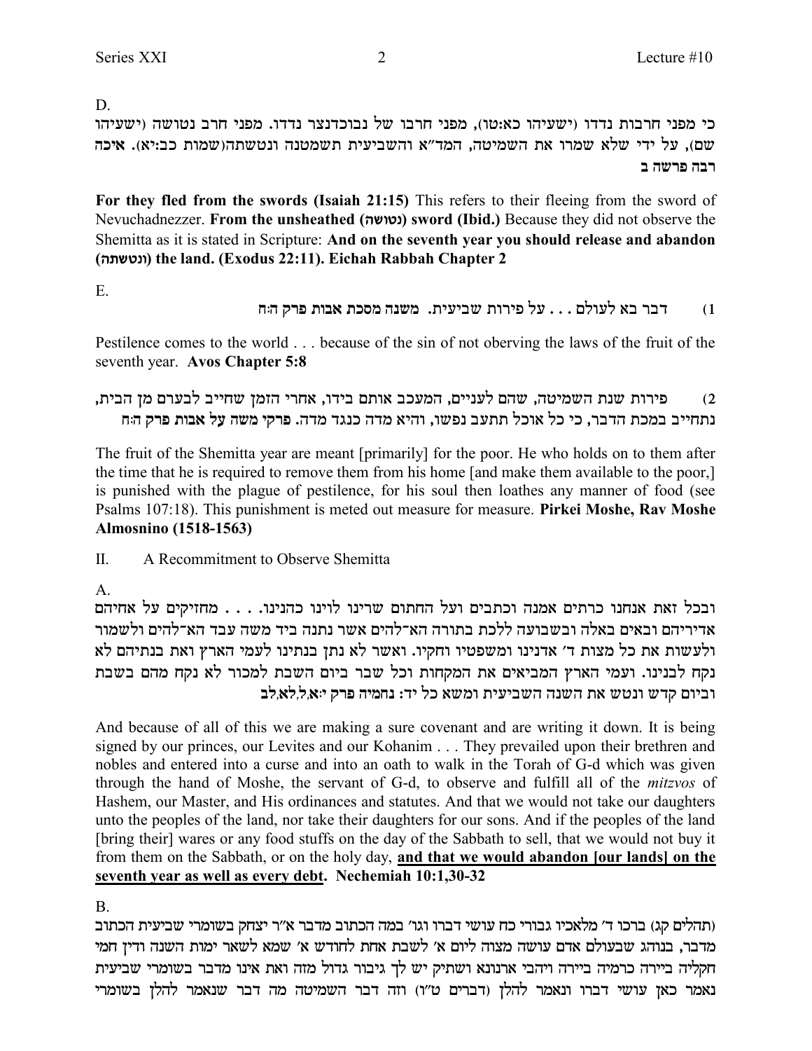D.

כי מפני חרבות נדדו (ישעיהו כא:טו), מפני חרבו של נבוכדנצר נדדו. מפני חרב נטושה (ישעיהו שם), על ידי שלא שמרו את השמיטה, המד"א והשביעית תשמטנה ונטשתה(שמות כב:יא). **איכה רבה פרשה ב**

**For they fled from the swords (Isaiah 21:15)** This refers to their fleeing from the sword of Nevuchadnezzer. **From the unsheathed (נטושה) sword (Ibid.)** Because they did not observe the Shemitta as it is stated in Scripture: **And on the seventh year you should release and abandon (ונטשתה) the land. (Exodus 22:11). Eichah Rabbah Chapter 2**

E.

1) **דבר בא לעולם . . . על פירות שביעית. משנה מסכת אבות פרק ה:ח**

Pestilence comes to the world . . . because of the sin of not oberving the laws of the fruit of the seventh year. **Avos Chapter 5:8**

2) פירות שנת השמיטה, שהם לעניים, המעכב אותם בידו, אחרי הזמן שחייב לבערם מן הבית, נתחייב במכת הדבר, כי כל אוכל תתעב נפשו, והיא מדה כנגד מדה. **פרקי משה על אבות פרק ה:ח**

The fruit of the Shemitta year are meant [primarily] for the poor. He who holds on to them after the time that he is required to remove them from his home [and make them available to the poor,] is punished with the plague of pestilence, for his soul then loathes any manner of food (see Psalms 107:18). This punishment is meted out measure for measure. **Pirkei Moshe, Rav Moshe Almosnino (1518-1563)**

II. A Recommitment to Observe Shemitta

A.

ובכל זאת אנחנו כרתים אמנה וכתבים ועל החתום שרינו לוינו כהנינו. . . . מחזיקים על אחיהם אדיריהם ובאים באלה ובשבועה ללכת בתורה הא־להים אשר נתנה ביד משה עבד הא־להים ולשמור ולעשות את כל מצות ד' אדנינו ומשפטיו וחקיו. ואשר לא נתן בנתינו לעמי הארץ ואת בנתיהם לא נקח לבנינו. ועמי הארץ המביאים את המקחות וכל שבר ביום השבת למכור לא נקח מהם בשבת וביום קדש ונטש את השנה השביעית ומשא כל יד: **נחמיה פרק י:א,ל,לא,לב**

And because of all of this we are making a sure covenant and are writing it down. It is being signed by our princes, our Levites and our Kohanim . . . They prevailed upon their brethren and nobles and entered into a curse and into an oath to walk in the Torah of G-d which was given through the hand of Moshe, the servant of G-d, to observe and fulfill all of the *mitzvos* of Hashem, our Master, and His ordinances and statutes. And that we would not take our daughters unto the peoples of the land, nor take their daughters for our sons. And if the peoples of the land [bring their] wares or any food stuffs on the day of the Sabbath to sell, that we would not buy it from them on the Sabbath, or on the holy day, **and that we would abandon [our lands] on the seventh year as well as every debt. Nechemiah 10:1,30-32**

B.

(תהלים קג) ברכו ד' מלאכיו גבורי כח עושי דברו וגו' במה הכתוב מדבר א"ר יצחק בשומרי שביעית הכתוב מדבר, בנוהג שבעולם אדם עושה מצוה ליום א' לשבת אחת לחודש א' שמא לשאר ימות השנה ודין חמי חקליה ביירה כרמיה ביירה ויהבי ארנונא ושתיק יש לך גיבור גדול מזה ואת אינו מדבר בשומרי שביעית נאמר כאן עושי דברו ונאמר להלן (דברים ט"ו) וזה דבר השמיטה מה דבר שנאמר להלן בשומרי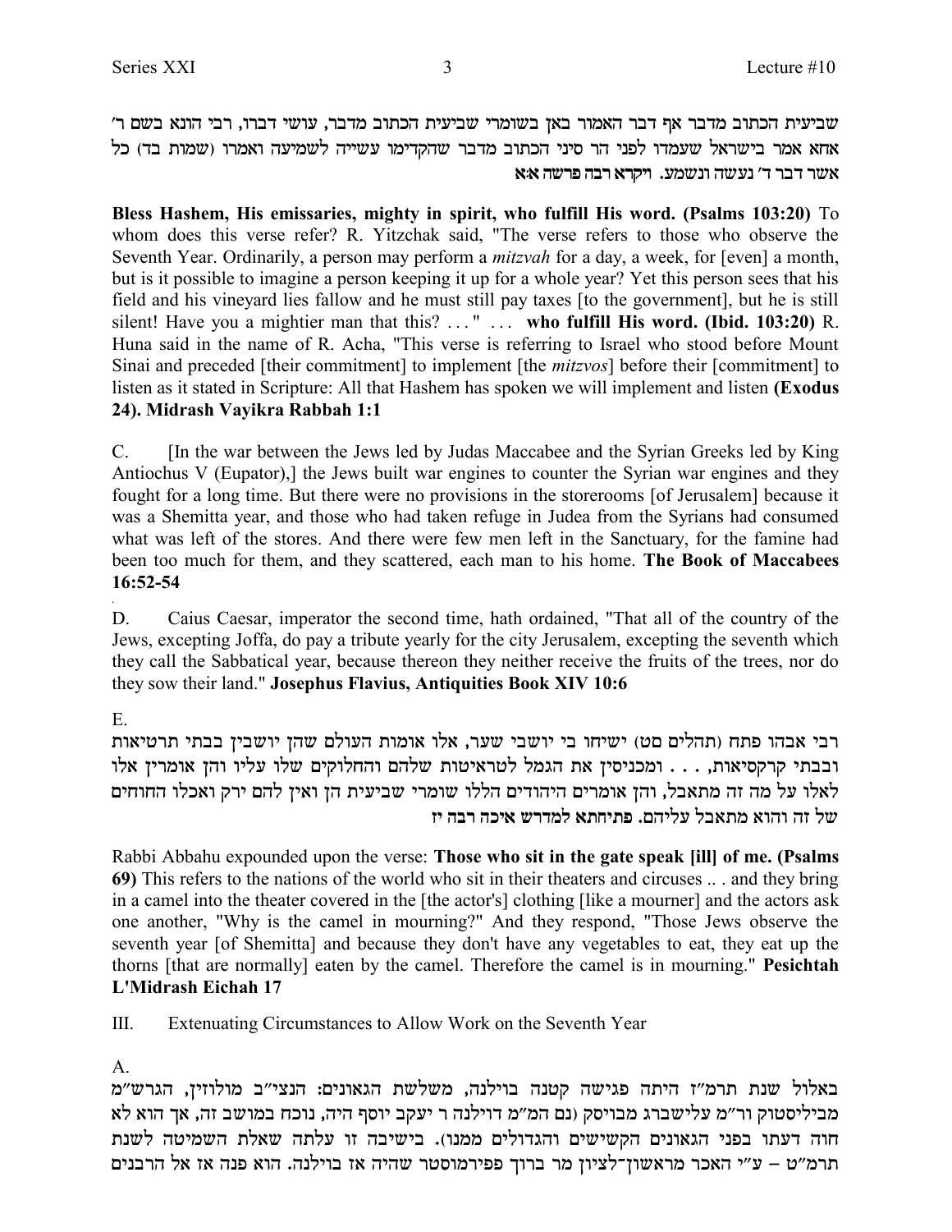שביעית הכתוב מדבר אף דבר האמור כאן בשומרי שביעית הכתוב מדבר, עושי דברו, רבי הונא בשם ר' אחא אמר בישראל שעמדו לפני הר סיני הכתוב מדבר שהקדימו עשייה לשמיעה ואמרו (שמות כד) כל אשר דבר ד' נעשה ונשמע. **ויקרא רבה פרשה א:א**

**Bless Hashem, His emissaries, mighty in spirit, who fulfill His word. (Psalms 103:20)** To whom does this verse refer? R. Yitzchak said, "The verse refers to those who observe the Seventh Year. Ordinarily, a person may perform a *mitzvah* for a day, a week, for [even] a month, but is it possible to imagine a person keeping it up for a whole year? Yet this person sees that his field and his vineyard lies fallow and he must still pay taxes [to the government], but he is still silent! Have you a mightier man that this? . . . " . . . **who fulfill His word. (Ibid. 103:20)** R. Huna said in the name of R. Acha, "This verse is referring to Israel who stood before Mount Sinai and preceded [their commitment] to implement [the *mitzvos*] before their [commitment] to listen as it stated in Scripture: All that Hashem has spoken we will implement and listen **(Exodus 24). Midrash Vayikra Rabbah 1:1**

C. [In the war between the Jews led by Judas Maccabee and the Syrian Greeks led by King Antiochus V (Eupator),] the Jews built war engines to counter the Syrian war engines and they fought for a long time. But there were no provisions in the storerooms [of Jerusalem] because it was a Shemitta year, and those who had taken refuge in Judea from the Syrians had consumed what was left of the stores. And there were few men left in the Sanctuary, for the famine had been too much for them, and they scattered, each man to his home. **The Book of Maccabees 16:52-54**

D. Caius Caesar, imperator the second time, hath ordained, "That all of the country of the Jews, excepting Joffa, do pay a tribute yearly for the city Jerusalem, excepting the seventh which they call the Sabbatical year, because thereon they neither receive the fruits of the trees, nor do they sow their land." **Josephus Flavius, Antiquities Book XIV 10:6**

E.

רבי אבהו פתח (תהלים סט) ישיחו בי יושבי שער, אלו אומות העולם שהן יושבין בבתי תרטיאות ובבתי קרקסיאות, . . . ומכניסין את הגמל לטראיטות שלהם והחלוקים שלו עליו והן אומרין אלו לאלו על מה זה מתאבל, והן אומרים היהודים הללו שומרי שביעית הן ואין להם ירק ואכלו החוחים של זה והוא מתאבל עליהם. **פתיחתא למדרש איכה רבה יז**

Rabbi Abbahu expounded upon the verse: **Those who sit in the gate speak [ill] of me. (Psalms 69)** This refers to the nations of the world who sit in their theaters and circuses .. . and they bring in a camel into the theater covered in the [the actor's] clothing [like a mourner] and the actors ask one another, "Why is the camel in mourning?" And they respond, "Those Jews observe the seventh year [of Shemitta] and because they don't have any vegetables to eat, they eat up the thorns [that are normally] eaten by the camel. Therefore the camel is in mourning." **Pesichtah L'Midrash Eichah 17**

III. Extenuating Circumstances to Allow Work on the Seventh Year

A.

באלול שנת תרמ"ז היתה פגישה קטנה בוילנה, משלשת הגאונים: הנצי"ב מולוזין, הגרש"מ מביליסטוק ור"מ עלישברג מבויסק (גם המ"מ דוילנה ר יעקב יוסף היה, נוכח במושב זה, אך הוא לא חוה דעתו בפני הגאונים הקשישים והגדולים ממנו). בישיבה זו עלתה שאלת השמיטה לשנת תרמ"ט – ע"י האכר מראשון־לציון מר ברוך פפירמוסטר שהיה אז בוילנה. הוא פנה אז אל הרבנים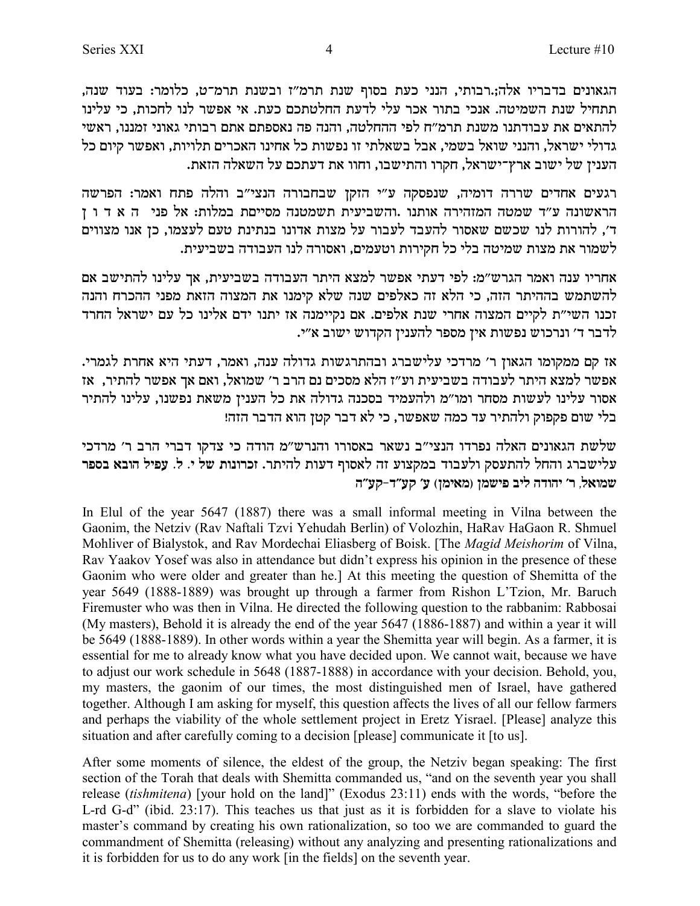הגאונים בדבריו אלה;.רבותי, הנני כעת בסוף שנת תרמ"ז ובשנת תרמ־ט, כלומר: בעוד שנה, תתחיל שנת השמיטה. אנכי בתור אכר עלי לדעת החלטתכם כעת. אי אפשר לנו לחכות, כי עלינו להתאים את עבודתנו משנת תרמ"ח לפי ההחלטה, והנה פה נאספתם אתם רבותי גאוני זמננו, ראשי גדולי ישראל, והנני שואל בשמי, אבל בשאלתי זו נפשות כל אחינו האכרים תלויות, ואפשר קיום כל הענין של ישוב ארץ־ישראל, חקרו והתישבו, וחוו את דעתכם על השאלה הזאת.

רגעים אחדים שררה דומיה, שנפסקה ע"י הזקן שבחבורה הנצי"ב והלה פתח ואמר: הפרשה הראשונה ע"ד שמטה המזהירה אותנו .והשביעית תשמטנה מסיימת במלות: אל פני ה א ד ו ן ד', להורות לנו שכשם שאסור להעבד לעבור על מצות אדונו בנתינת טעם לעצמו, כן אנו מצווים לשמור את מצות שמיטה בלי כל חקירות וטעמים, ואסורה לנו העבודה בשביעית.

אחריו ענה ואמר הגרש"מ: לפי דעתי אפשר למצא היתר העבודה בשביעית, אך עלינו להתישב אם להשתמש בההיתר הזה, כי הלא זה כאלפים שנה שלא קימנו את המצוה הזאת מפני ההכרח והנה זכנו השי"ת לקיים המצוה אחרי שנת אלפים. אם נקיימנה אז יתנו ידם אלינו כל עם ישראל החרד לדבר ד' ונרכוש נפשות אין מספר להענין הקדוש ישוב א"י.

אז קם ממקומו הגאון ר' מרדכי עלישברג ובהתרגשות גדולה ענה, ואמר, דעתי היא אחרת לגמרי. אפשר למצא היתר לעבודה בשביעית וע"ז הלא מסכים גם הרב ר' שמואל, ואם אך אפשר להתיר, אז אסור עלינו לעשות מסחר ומו"מ ולהעמיד בסכנה גדולה את כל הענין משאת נפשנו, עלינו להתיר בלי שום פקפוק ולהתיר עד כמה שאפשר, כי לא דבר קטן הוא הדבר הזה!

שלשת הגאונים האלה נפרדו הנצי"ב נשאר באסורו והגרש"מ הודה כי צדקו דברי הרב ר' מרדכי עלישברג והחל להתעסק ולעבוד במקצוע זה לאסוף דעות להיתר. זכרונות של י. ל. **עפיל הובא בספר שמואל, ר' יהודה ליב פישמן (מאימן) ע' קע"ד-קע"ה**

In Elul of the year 5647 (1887) there was a small informal meeting in Vilna between the Gaonim, the Netziv (Rav Naftali Tzvi Yehudah Berlin) of Volozhin, HaRav HaGaon R. Shmuel Mohliver of Bialystok, and Rav Mordechai Eliasberg of Boisk. [The *Magid Meishorim* of Vilna, Rav Yaakov Yosef was also in attendance but didn't express his opinion in the presence of these Gaonim who were older and greater than he.] At this meeting the question of Shemitta of the year 5649 (1888-1889) was brought up through a farmer from Rishon L'Tzion, Mr. Baruch Firemuster who was then in Vilna. He directed the following question to the rabbanim: Rabbosai (My masters), Behold it is already the end of the year 5647 (1886-1887) and within a year it will be 5649 (1888-1889). In other words within a year the Shemitta year will begin. As a farmer, it is essential for me to already know what you have decided upon. We cannot wait, because we have to adjust our work schedule in 5648 (1887-1888) in accordance with your decision. Behold, you, my masters, the gaonim of our times, the most distinguished men of Israel, have gathered together. Although I am asking for myself, this question affects the lives of all our fellow farmers and perhaps the viability of the whole settlement project in Eretz Yisrael. [Please] analyze this situation and after carefully coming to a decision [please] communicate it [to us].

After some moments of silence, the eldest of the group, the Netziv began speaking: The first section of the Torah that deals with Shemitta commanded us, "and on the seventh year you shall release (*tishmitena*) [your hold on the land]" (Exodus 23:11) ends with the words, "before the L-rd G-d" (ibid. 23:17). This teaches us that just as it is forbidden for a slave to violate his master's command by creating his own rationalization, so too we are commanded to guard the commandment of Shemitta (releasing) without any analyzing and presenting rationalizations and it is forbidden for us to do any work [in the fields] on the seventh year.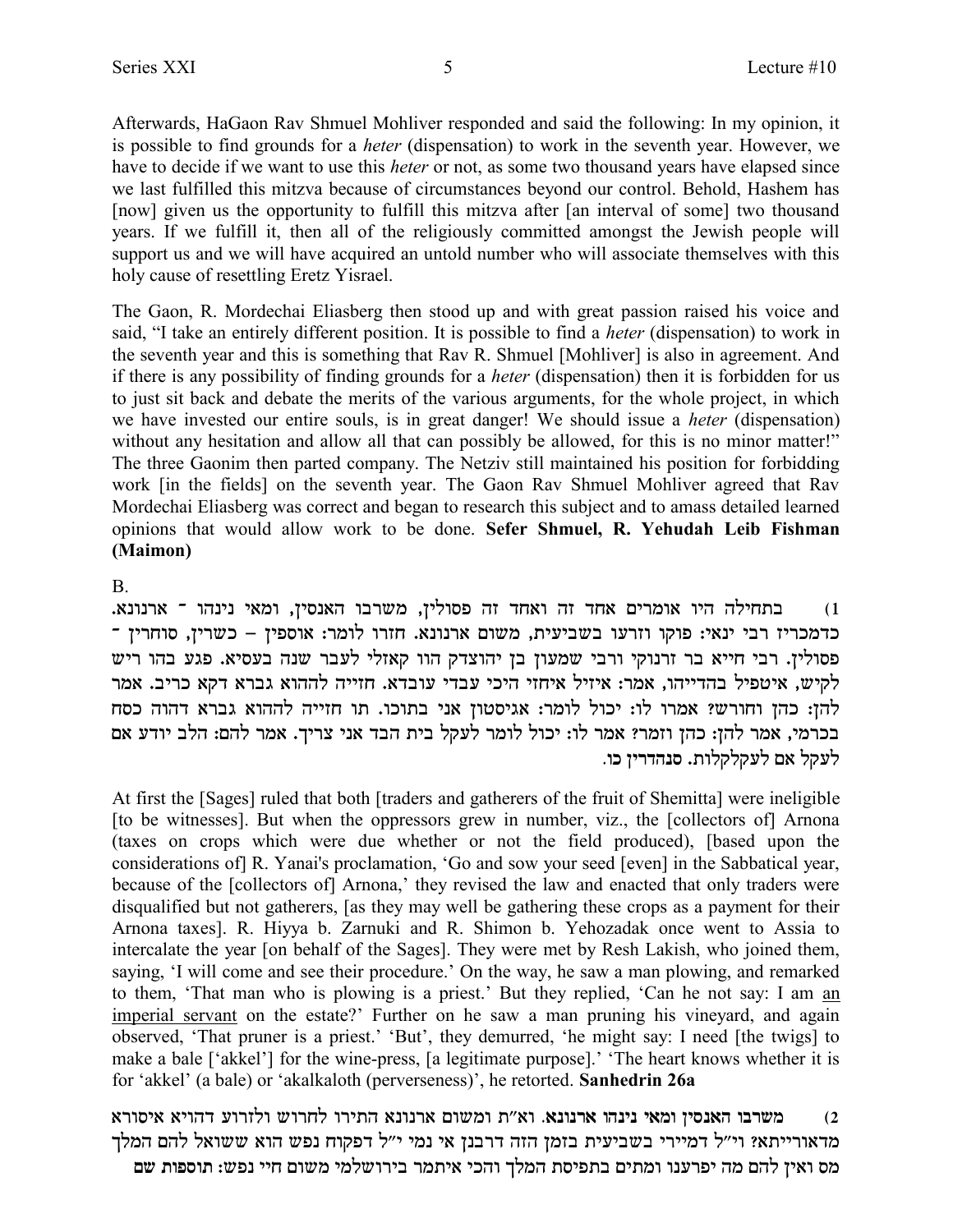Afterwards, HaGaon Rav Shmuel Mohliver responded and said the following: In my opinion, it is possible to find grounds for a *heter* (dispensation) to work in the seventh year. However, we have to decide if we want to use this *heter* or not, as some two thousand years have elapsed since we last fulfilled this mitzva because of circumstances beyond our control. Behold, Hashem has [now] given us the opportunity to fulfill this mitzva after [an interval of some] two thousand years. If we fulfill it, then all of the religiously committed amongst the Jewish people will support us and we will have acquired an untold number who will associate themselves with this holy cause of resettling Eretz Yisrael.

The Gaon, R. Mordechai Eliasberg then stood up and with great passion raised his voice and said, "I take an entirely different position. It is possible to find a *heter* (dispensation) to work in the seventh year and this is something that Rav R. Shmuel [Mohliver] is also in agreement. And if there is any possibility of finding grounds for a *heter* (dispensation) then it is forbidden for us to just sit back and debate the merits of the various arguments, for the whole project, in which we have invested our entire souls, is in great danger! We should issue a *heter* (dispensation) without any hesitation and allow all that can possibly be allowed, for this is no minor matter!" The three Gaonim then parted company. The Netziv still maintained his position for forbidding work [in the fields] on the seventh year. The Gaon Rav Shmuel Mohliver agreed that Rav Mordechai Eliasberg was correct and began to research this subject and to amass detailed learned opinions that would allow work to be done. **Sefer Shmuel, R. Yehudah Leib Fishman (Maimon)**

B.

1) בתחילה היו אומרים אחד זה ואחד זה פסולין, משרבו האנסין, ומאי נינהו ־ ארנונא. כדמכריז רבי ינאי: פוקו וזרעו בשביעית, משום ארנונא. חזרו לומר: אוספין – כשרין, סוחרין ־ פסולין. רבי חייא בר זרנוקי ורבי שמעון בן יהוצדק הוו קאזלי לעבר שנה בעסיא. פגע בהו ריש לקיש, איטפיל בהדייהו, אמר: איזיל איחזי היכי עבדי עובדא. חזייה לההוא גברא דקא כריב. אמר להן: כהן וחורש? אמרו לו: יכול לומר: אגיסטון אני בתוכו. תו חזייה לההוא גברא דהוה כסח בכרמי, אמר להן: כהן וזמר? אמר לו: יכול לומר לעקל בית הבד אני צריך. אמר להם: הלב יודע אם לעקל אם לעקלקלות. סנהדרין כו.

At first the [Sages] ruled that both [traders and gatherers of the fruit of Shemitta] were ineligible [to be witnesses]. But when the oppressors grew in number, viz., the [collectors of] Arnona (taxes on crops which were due whether or not the field produced), [based upon the considerations of] R. Yanai's proclamation, 'Go and sow your seed [even] in the Sabbatical year, because of the [collectors of] Arnona,' they revised the law and enacted that only traders were disqualified but not gatherers, [as they may well be gathering these crops as a payment for their Arnona taxes]. R. Hiyya b. Zarnuki and R. Shimon b. Yehozadak once went to Assia to intercalate the year [on behalf of the Sages]. They were met by Resh Lakish, who joined them, saying, 'I will come and see their procedure.' On the way, he saw a man plowing, and remarked to them, 'That man who is plowing is a priest.' But they replied, 'Can he not say: I am an imperial servant on the estate?' Further on he saw a man pruning his vineyard, and again observed, 'That pruner is a priest.' 'But', they demurred, 'he might say: I need [the twigs] to make a bale ['akkel'] for the wine-press, [a legitimate purpose].' 'The heart knows whether it is for 'akkel' (a bale) or 'akalkaloth (perverseness)', he retorted. **Sanhedrin 26a**

2) משרבו האנסין ומאי נינהו ארנונא. וא"ת ומשום ארנונא התירו לחרוש ולזרוע דהויא איסורא מדאורייתא? וי"ל דמיירי בשביעית בזמן הזה דרבנן אי נמי י"ל דפקוח נפש הוא ששואל להם המלך מס ואין להם מה יפרענו ומתים בתפיסת המלך והכי איתמר בירושלמי משום חיי נפש: **תוספות שם**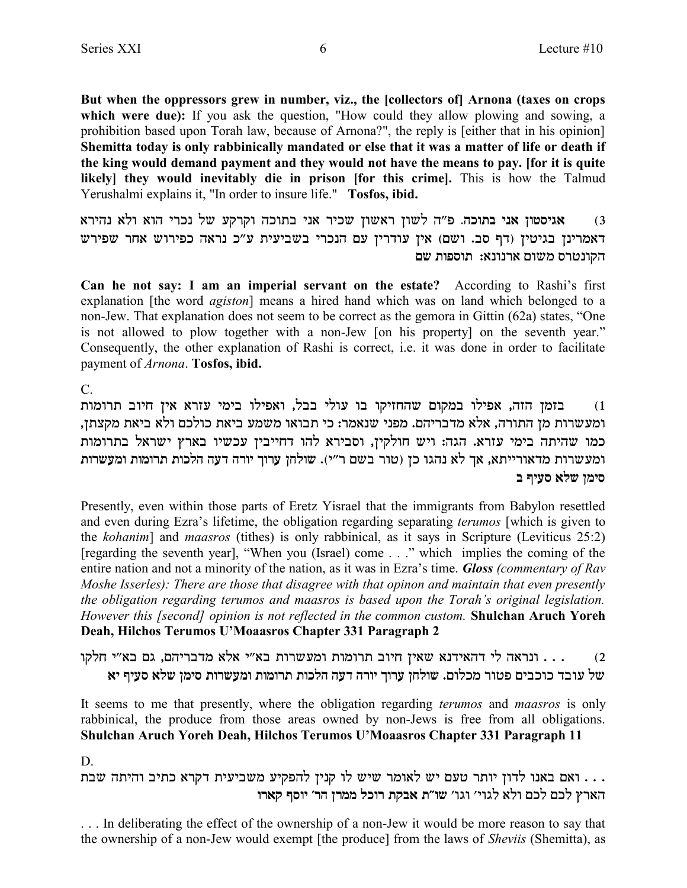**But when the oppressors grew in number, viz., the [collectors of] Arnona (taxes on crops which were due):** If you ask the question, "How could they allow plowing and sowing, a prohibition based upon Torah law, because of Arnona?", the reply is [either that in his opinion] **Shemitta today is only rabbinically mandated or else that it was a matter of life or death if the king would demand payment and they would not have the means to pay. [for it is quite likely] they would inevitably die in prison [for this crime].** This is how the Talmud Yerushalmi explains it, "In order to insure life." **Tosfos, ibid.**

3) **אגיסטון אני בתוכה.** פ"ה לשון ראשון שכיר אני בתוכה וקרקע של נכרי הוא ולא נהירא דאמרינן בגיטין (דף סב. ושם) אין עודרין עם הנכרי בשביעית ע"כ נראה כפירוש אחר שפירש הקונטרס משום ארנונא: **תוספות שם**

**Can he not say: I am an imperial servant on the estate?** According to Rashi's first explanation [the word *agiston*] means a hired hand which was on land which belonged to a non-Jew. That explanation does not seem to be correct as the gemora in Gittin (62a) states, "One is not allowed to plow together with a non-Jew [on his property] on the seventh year." Consequently, the other explanation of Rashi is correct, i.e. it was done in order to facilitate payment of *Arnona*. **Tosfos, ibid.**

C.

1) **בזמן הזה, אפילו במקום שהחזיקו בו עולי בבל, ואפילו בימי עזרא אין חיוב תרומות ומעשרות מן התורה, אלא מדבריהם. מפני שנאמר: כי תבואו משמע ביאת כולכם ולא ביאת מקצתן, כמו שהיתה בימי עזרא. הגה: ויש חולקין, וסבירא להו דחייבין עכשיו בארץ ישראל בתרומות ומעשרות מדאורייתא, אך לא נהגו כן (טור בשם ר"י). שולחן ערוך יורה דעה הלכות תרומות ומעשרות סימן שלא סעיף ב**

Presently, even within those parts of Eretz Yisrael that the immigrants from Babylon resettled and even during Ezra's lifetime, the obligation regarding separating *terumos* [which is given to the *kohanim*] and *maasros* (tithes) is only rabbinical, as it says in Scripture (Leviticus 25:2) [regarding the seventh year], "When you (Israel) come . . ." which implies the coming of the entire nation and not a minority of the nation, as it was in Ezra's time. ***Gloss*** *(commentary of Rav Moshe Isserles): There are those that disagree with that opinon and maintain that even presently the obligation regarding terumos and maasros is based upon the Torah's original legislation. However this [second] opinion is not reflected in the common custom.* **Shulchan Aruch Yoreh Deah, Hilchos Terumos U'Moaasros Chapter 331 Paragraph 2**

2) **. . . ונראה לי דהאידנא שאין חיוב תרומות ומעשרות בא"י אלא מדבריהם, גם בא"י חלקו של עובד כוכבים פטור מכלום. שולחן ערוך יורה דעה הלכות תרומות ומעשרות סימן שלא סעיף יא**

It seems to me that presently, where the obligation regarding *terumos* and *maasros* is only rabbinical, the produce from those areas owned by non-Jews is free from all obligations. **Shulchan Aruch Yoreh Deah, Hilchos Terumos U'Moaasros Chapter 331 Paragraph 11**

D.

**. . . ואם באנו לדון יותר טעם יש לאומר שיש לו קנין להפקיע משביעית דקרא כתיב והיתה שבת הארץ לכם לכם ולא לגוי' וגו' שו"ת אבקת רוכל ממרן הר' יוסף קארו**

. . . In deliberating the effect of the ownership of a non-Jew it would be more reason to say that the ownership of a non-Jew would exempt [the produce] from the laws of *Sheviis* (Shemitta), as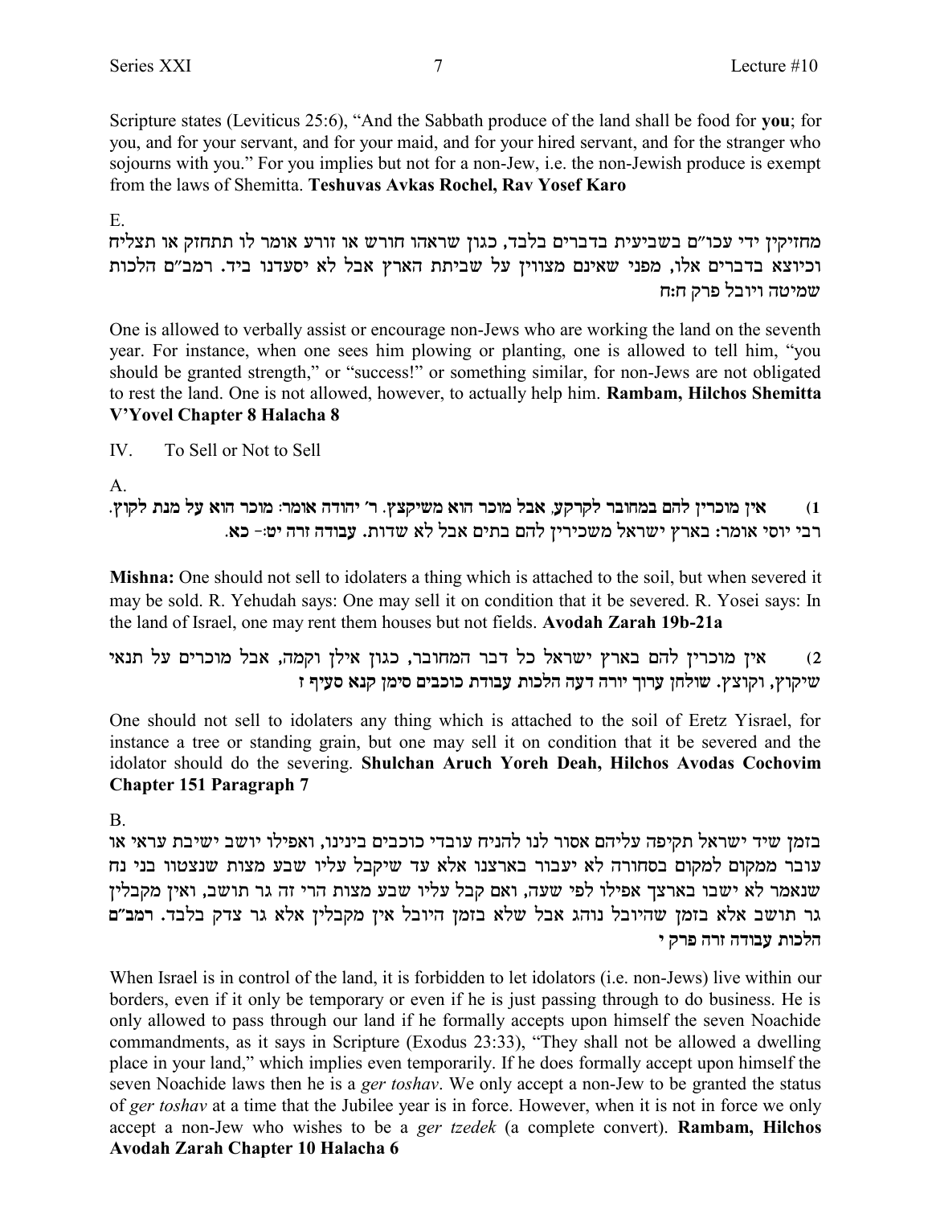Scripture states (Leviticus 25:6), "And the Sabbath produce of the land shall be food for **you**; for you, and for your servant, and for your maid, and for your hired servant, and for the stranger who sojourns with you." For you implies but not for a non-Jew, i.e. the non-Jewish produce is exempt from the laws of Shemitta. **Teshuvas Avkas Rochel, Rav Yosef Karo**

E.

מחזיקין ידי עכו"ם בשביעית בדברים בלבד, כגון שראהו חורש או זורע אומר לו תתחזק או תצליח וכיוצא בדברים אלו, מפני שאינם מצווין על שביתת הארץ אבל לא יסעדנו ביד. רמב"ם הלכות שמיטה ויובל פרק ח:ח

One is allowed to verbally assist or encourage non-Jews who are working the land on the seventh year. For instance, when one sees him plowing or planting, one is allowed to tell him, "you should be granted strength," or "success!" or something similar, for non-Jews are not obligated to rest the land. One is not allowed, however, to actually help him. **Rambam, Hilchos Shemitta V'Yovel Chapter 8 Halacha 8**

IV. To Sell or Not to Sell

A.

1) **אין מוכרין להם במחובר לקרקע, אבל מוכר הוא משיקצץ. ר' יהודה אומר: מוכר הוא על מנת לקוץ. רבי יוסי אומר: בארץ ישראל משכירין להם בתים אבל לא שדות. עבודה זרה יט:- כא.**

**Mishna:** One should not sell to idolaters a thing which is attached to the soil, but when severed it may be sold. R. Yehudah says: One may sell it on condition that it be severed. R. Yosei says: In the land of Israel, one may rent them houses but not fields. **Avodah Zarah 19b-21a**

2) **אין מוכרין להם בארץ ישראל כל דבר המחובר, כגון אילן וקמה, אבל מוכרים על תנאי שיקוץ, וקוצץ. שולחן ערוך יורה דעה הלכות עבודת כוכבים סימן קנא סעיף ז**

One should not sell to idolaters any thing which is attached to the soil of Eretz Yisrael, for instance a tree or standing grain, but one may sell it on condition that it be severed and the idolator should do the severing. **Shulchan Aruch Yoreh Deah, Hilchos Avodas Cochovim Chapter 151 Paragraph 7**

B.

**בזמן שיד ישראל תקיפה עליהם אסור לנו להניח עובדי כוכבים בינינו, ואפילו יושב ישיבת עראי או עובר ממקום למקום בסחורה לא יעבור בארצנו אלא עד שיקבל עליו שבע מצות שנצטוו בני נח שנאמר לא ישבו בארצך אפילו לפי שעה, ואם קבל עליו שבע מצות הרי זה גר תושב, ואין מקבלין גר תושב אלא בזמן שהיובל נוהג אבל שלא בזמן היובל אין מקבלין אלא גר צדק בלבד. רמב"ם הלכות עבודה זרה פרק י**

When Israel is in control of the land, it is forbidden to let idolators (i.e. non-Jews) live within our borders, even if it only be temporary or even if he is just passing through to do business. He is only allowed to pass through our land if he formally accepts upon himself the seven Noachide commandments, as it says in Scripture (Exodus 23:33), "They shall not be allowed a dwelling place in your land," which implies even temporarily. If he does formally accept upon himself the seven Noachide laws then he is a *ger toshav*. We only accept a non-Jew to be granted the status of *ger toshav* at a time that the Jubilee year is in force. However, when it is not in force we only accept a non-Jew who wishes to be a *ger tzedek* (a complete convert). **Rambam, Hilchos Avodah Zarah Chapter 10 Halacha 6**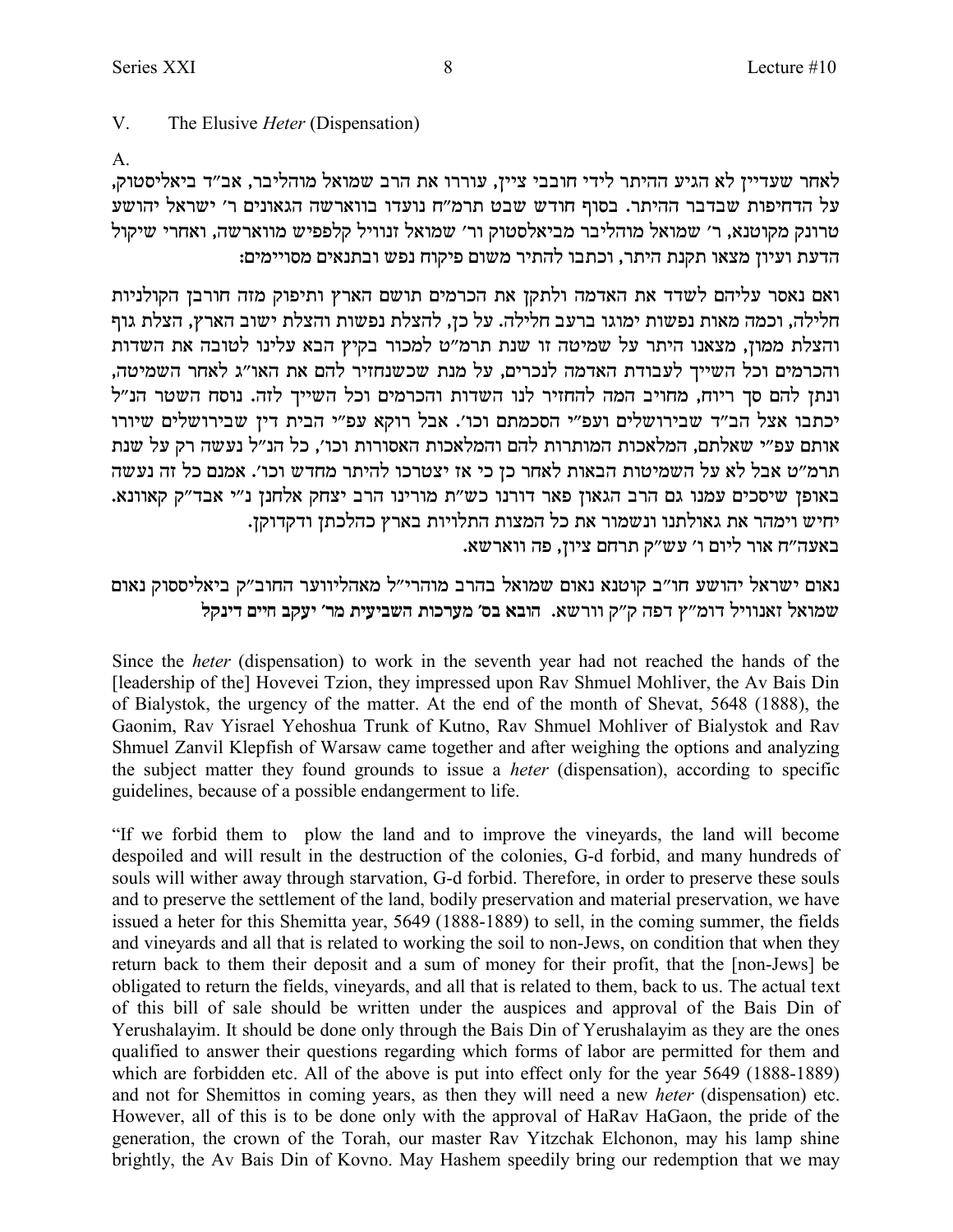## V. The Elusive *Heter* (Dispensation)

A.

לאחר שעדיין לא הגיע ההיתר לידי חובבי ציון, עוררו את הרב שמואל מוהליבר, אב"ד ביאליסטוק, על הדחיפות שבדבר ההיתר. בסוף חודש שבט תרמ"ח נועדו בווארשה הגאונים ר' ישראל יהושע טרונק מקוטנא, ר' שמואל מוהליבר מביאלסטוק ור' שמואל זנוויל קלפפיש מווארשה, ואחרי שיקול הדעת ועיון מצאו תקנת היתר, וכתבו להתיר משום פיקוח נפש ובתנאים מסויימים:

ואם נאסר עליהם לשדד את האדמה ולתקן את הכרמים תושם הארץ ותיפוק מזה חורבן הקולניות חלילה, וכמה מאות נפשות ימוגו ברעב חלילה. על כן, להצלת נפשות והצלת ישוב הארץ, הצלת גוף והצלת ממון, מצאנו היתר על שמיטה זו שנת תרמ"ט למכור בקיץ הבא עלינו לטובה את השדות והכרמים וכל השייך לעבודת האדמה לנכרים, על מנת שכשנחזיר להם את האו"ג לאחר השמיטה, ונתן להם סך ריוח, מחויב המה להחזיר לנו השדות והכרמים וכל השייך לזה. נוסח השטר הנ"ל יכתבו אצל הב"ד שבירושלים ועפ"י הסכמתם וכו'. אבל רוקא עפ"י הבית דין שבירושלים שיורו אותם עפ"י שאלתם, המלאכות המותרות להם והמלאכות האסורות וכו', כל הנ"ל נעשה רק על שנת תרמ"ט אבל לא על השמיטות הבאות לאחר כן כי אז יצטרכו להיתר מחדש וכו'. אמנם כל זה נעשה באופן שיסכים עמנו גם הרב הגאון פאר דורנו כש"ת מורינו הרב יצחק אלחנן נ"י אבד"ק קאוונא. יחיש וימהר את גאולתנו ונשמור את כל המצות התלויות בארץ כהלכתן ודקדוקן.
באעה"ח אור ליום ו' עש"ק תרחם ציון, פה ווארשא.

נאום ישראל יהושע חו"ב קוטנא נאום שמואל בהרב מוהרי"ל מאהליוועד החוב"ק ביאליסטוק נאום שמואל זאנוויל דומ"ץ דפה ק"ק וורשא. **הובא בס' מערכות השביעית מר' יעקב חיים דינקל**

Since the *heter* (dispensation) to work in the seventh year had not reached the hands of the [leadership of the] Hovevei Tzion, they impressed upon Rav Shmuel Mohliver, the Av Bais Din of Bialystok, the urgency of the matter. At the end of the month of Shevat, 5648 (1888), the Gaonim, Rav Yisrael Yehoshua Trunk of Kutno, Rav Shmuel Mohliver of Bialystok and Rav Shmuel Zanvil Klepfish of Warsaw came together and after weighing the options and analyzing the subject matter they found grounds to issue a *heter* (dispensation), according to specific guidelines, because of a possible endangerment to life.

"If we forbid them to plow the land and to improve the vineyards, the land will become despoiled and will result in the destruction of the colonies, G-d forbid, and many hundreds of souls will wither away through starvation, G-d forbid. Therefore, in order to preserve these souls and to preserve the settlement of the land, bodily preservation and material preservation, we have issued a heter for this Shemitta year, 5649 (1888-1889) to sell, in the coming summer, the fields and vineyards and all that is related to working the soil to non-Jews, on condition that when they return back to them their deposit and a sum of money for their profit, that the [non-Jews] be obligated to return the fields, vineyards, and all that is related to them, back to us. The actual text of this bill of sale should be written under the auspices and approval of the Bais Din of Yerushalayim. It should be done only through the Bais Din of Yerushalayim as they are the ones qualified to answer their questions regarding which forms of labor are permitted for them and which are forbidden etc. All of the above is put into effect only for the year 5649 (1888-1889) and not for Shemittos in coming years, as then they will need a new *heter* (dispensation) etc. However, all of this is to be done only with the approval of HaRav HaGaon, the pride of the generation, the crown of the Torah, our master Rav Yitzchak Elchonon, may his lamp shine brightly, the Av Bais Din of Kovno. May Hashem speedily bring our redemption that we may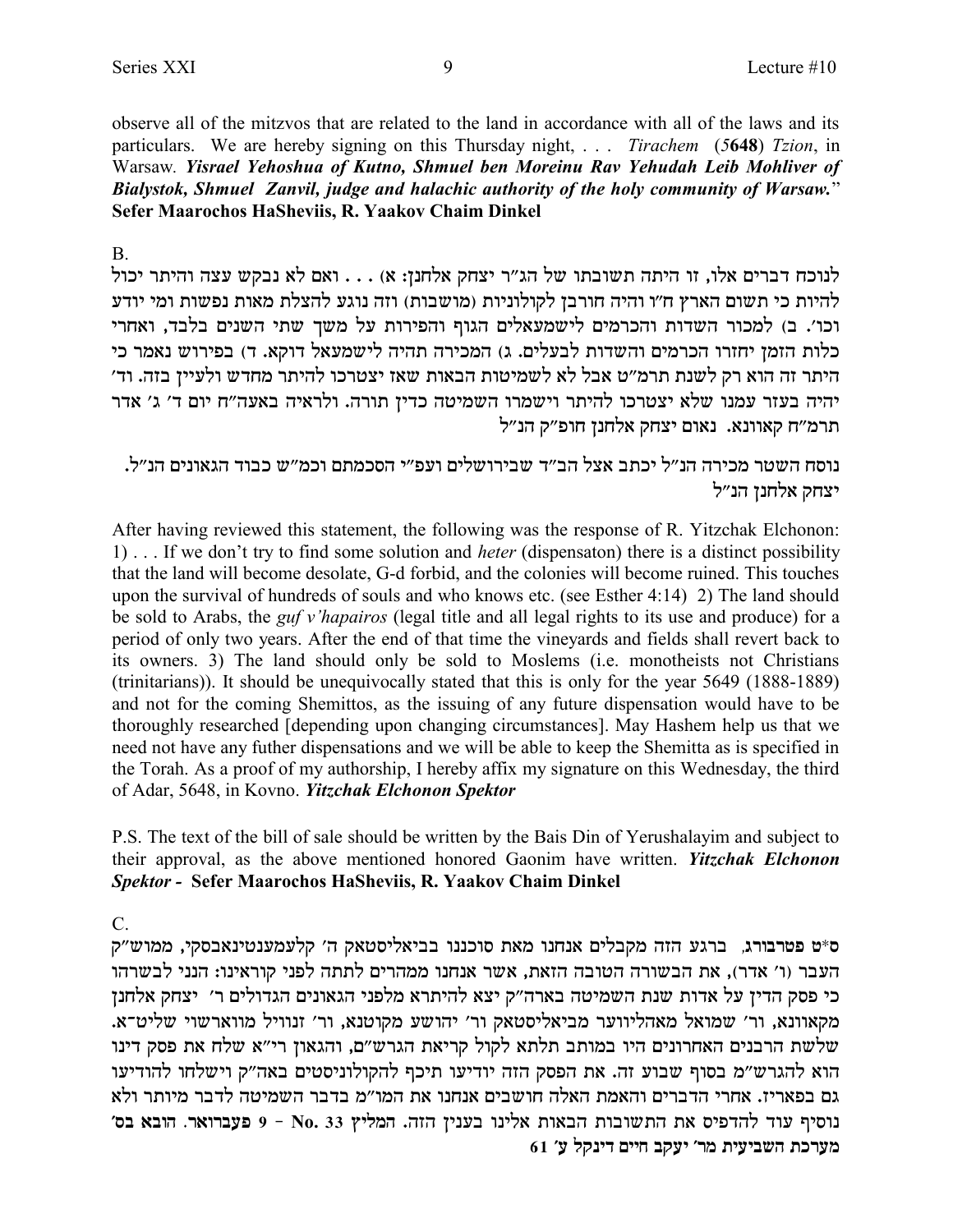observe all of the mitzvos that are related to the land in accordance with all of the laws and its particulars. We are hereby signing on this Thursday night, . . . *Tirachem* (5**648**) *Tzion*, in Warsaw. ***Yisrael Yehoshua of Kutno, Shmuel ben Moreinu Rav Yehudah Leib Mohliver of Bialystok, Shmuel Zanvil, judge and halachic authority of the holy community of Warsaw.***" **Sefer Maarochos HaSheviis, R. Yaakov Chaim Dinkel**

B.

לנוכח דברים אלו, זו היתה תשובתו של הג"ר יצחק אלחנן: א) . . . ואם לא נבקש עצה והיתר יכול להיות כי תשום הארץ ח"ו והיה חורבן לקולוניות (מושבות) וזה נוגע להצלת מאות נפשות ומי יודע וכו'. ב) למכור השדות והכרמים לישמעאלים הגוף והפירות על משך שתי השנים בלבד, ואחרי כלות הזמן יחזרו הכרמים והשדות לבעלים. ג) המכירה תהיה לישמעאל דוקא. ד) בפירוש נאמר כי היתר זה הוא רק לשנת תרמ"ט אבל לא לשמיטות הבאות שאז יצטרכו להיתר מחדש ולעיין בזה. וד' יהיה בעזר עמנו שלא יצטרכו להיתר וישמרו השמיטה כדין תורה. ולראיה באעה"ח יום ד' ג' אדר תרמ"ח קאוונא. נאום יצחק אלחנן חופ"ק הנ"ל

נוסח השטר מכירה הנ"ל יכתב אצל הב"ד שבירושלים ועפ"י הסכמתם וכמ"ש כבוד הגאונים הנ"ל. יצחק אלחנן הנ"ל

After having reviewed this statement, the following was the response of R. Yitzchak Elchonon: 1) . . . If we don't try to find some solution and *heter* (dispensaton) there is a distinct possibility that the land will become desolate, G-d forbid, and the colonies will become ruined. This touches upon the survival of hundreds of souls and who knows etc. (see Esther 4:14) 2) The land should be sold to Arabs, the *guf v'hapairos* (legal title and all legal rights to its use and produce) for a period of only two years. After the end of that time the vineyards and fields shall revert back to its owners. 3) The land should only be sold to Moslems (i.e. monotheists not Christians (trinitarians)). It should be unequivocally stated that this is only for the year 5649 (1888-1889) and not for the coming Shemittos, as the issuing of any future dispensation would have to be thoroughly researched [depending upon changing circumstances]. May Hashem help us that we need not have any futher dispensations and we will be able to keep the Shemitta as is specified in the Torah. As a proof of my authorship, I hereby affix my signature on this Wednesday, the third of Adar, 5648, in Kovno. ***Yitzchak Elchonon Spektor***

P.S. The text of the bill of sale should be written by the Bais Din of Yerushalayim and subject to their approval, as the above mentioned honored Gaonim have written. ***Yitzchak Elchonon Spektor*** **- Sefer Maarochos HaSheviis, R. Yaakov Chaim Dinkel**

C.

ס"ט פטרבורג, ברגע הזה מקבלים אנחנו מאת סוכננו בביאליסטאק ה' קלעמענטינאבסקי, ממוש"ק העבר (ו' אדר), את הבשורה הטובה הזאת, אשר אנחנו ממהרים לתתה לפני קוראינו: הנני לבשרהו כי פסק הדין על אדות שנת השמיטה בארה"ק יצא להיתרא מלפני הגאונים הגדולים ר' יצחק אלחנן מקאוונא, ור' שמואל מאהליווער מביאליסטאק ור' יהושע מקוטנא, ור' זנוויל מווארשוי שליט"א. שלשת הרבנים האחרונים היו במותב תלתא לקול קריאת הגרש"ם, והגאון ריי"א שלח את פסק דינו הוא להגרש"מ בסוף שבוע זה. את הפסק הזה יודיעו תיכף להקולוניסטים באה"ק וישלחו להודיעו גם בפאריז. אחרי הדברים והאמת האלה חושבים אנחנו את המו"מ בדבר השמיטה לדבר מיותר ולא נוסיף עוד להדפיס את התשובות הבאות אלינו בענין הזה. **המליץ No. 33 - 9 פעברואר. הובא בס' מערכת השביעית מר' יעקב חיים דינקל ע' 61**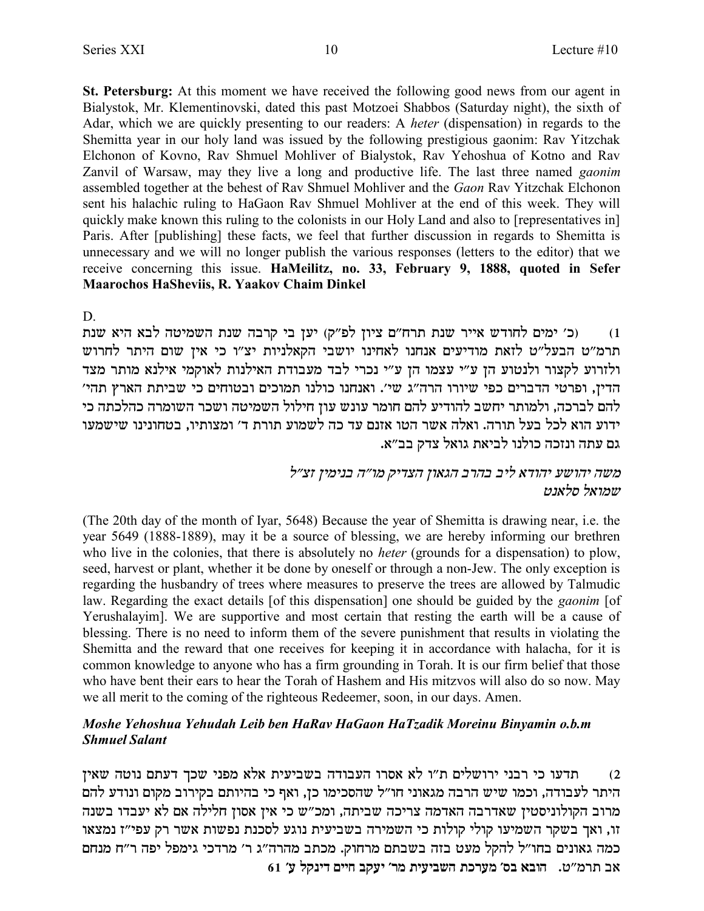**St. Petersburg:** At this moment we have received the following good news from our agent in Bialystok, Mr. Klementinovski, dated this past Motzoei Shabbos (Saturday night), the sixth of Adar, which we are quickly presenting to our readers: A *heter* (dispensation) in regards to the Shemitta year in our holy land was issued by the following prestigious gaonim: Rav Yitzchak Elchonon of Kovno, Rav Shmuel Mohliver of Bialystok, Rav Yehoshua of Kotno and Rav Zanvil of Warsaw, may they live a long and productive life. The last three named *gaonim* assembled together at the behest of Rav Shmuel Mohliver and the *Gaon* Rav Yitzchak Elchonon sent his halachic ruling to HaGaon Rav Shmuel Mohliver at the end of this week. They will quickly make known this ruling to the colonists in our Holy Land and also to [representatives in] Paris. After [publishing] these facts, we feel that further discussion in regards to Shemitta is unnecessary and we will no longer publish the various responses (letters to the editor) that we receive concerning this issue. **HaMeilitz, no. 33, February 9, 1888, quoted in Sefer Maarochos HaSheviis, R. Yaakov Chaim Dinkel**

D.

1) (כ׳ ימים לחודש אייר שנת תרח״ם ציון לפ״ק) יען בי קרבה שנת השמיטה לבא היא שנת תרמ״ט הבעל״ט לזאת מודיעים אנחנו לאחינו יושבי הקאלניות יצ״ו כי אין שום היתר לחרוש ולזרוע לקצור ולנטוע הן ע״י עצמו הן ע״י נכרי לבד מעבודת האילנות לאוקמי אילנא מותר מצד הדין, ופרטי הדברים כפי שיורו הרה״ג שי׳. ואנחנו כולנו תמוכים ובטוחים כי שביתת הארץ תהי׳ להם לברכה, ולמותר יחשב להודיע להם חומר עונש עון חילול השמיטה ושכר השומרה כהלכתה כי ידוע הוא לכל בעל תורה. ואלה אשר הטו אזנם עד כה לשמוע תורת ד׳ ומצותיו, בטחונינו שישמעו גם עתה ונזכה כולנו לביאת גואל צדק בב״א.

*משה יהושע יהודא ליב בהרב הגאון הצדיק מו״ה בנימין זצ״ל*
*שמואל סלאנט*

(The 20th day of the month of Iyar, 5648) Because the year of Shemitta is drawing near, i.e. the year 5649 (1888-1889), may it be a source of blessing, we are hereby informing our brethren who live in the colonies, that there is absolutely no *heter* (grounds for a dispensation) to plow, seed, harvest or plant, whether it be done by oneself or through a non-Jew. The only exception is regarding the husbandry of trees where measures to preserve the trees are allowed by Talmudic law. Regarding the exact details [of this dispensation] one should be guided by the *gaonim* [of Yerushalayim]. We are supportive and most certain that resting the earth will be a cause of blessing. There is no need to inform them of the severe punishment that results in violating the Shemitta and the reward that one receives for keeping it in accordance with halacha, for it is common knowledge to anyone who has a firm grounding in Torah. It is our firm belief that those who have bent their ears to hear the Torah of Hashem and His mitzvos will also do so now. May we all merit to the coming of the righteous Redeemer, soon, in our days. Amen.

***Moshe Yehoshua Yehudah Leib ben HaRav HaGaon HaTzadik Moreinu Binyamin o.b.m***
***Shmuel Salant***

2) תדעו כי רבני ירושלים ת״ו לא אסרו העבודה בשביעית אלא מפני שכך דעתם נוטה שאין היתר לעבודה, וכמו שיש הרבה מגאוני חו״ל שהסכימו כן, ואף כי בהיותם בקירוב מקום ונודע להם מרוב הקולוניסטין שאדרבה האדמה צריכה שביתה, ומכ״ש כי אין אסון חלילה אם לא יעבדו בשנה זו, ואך בשקר השמיעו קולי קולות כי השמירה בשביעית נוגע לסכנת נפשות אשר רק עפי״ז נמצאו כמה גאונים בחו״ל להקל מעט בזה בשבתם מרחוק. מכתב מהרה״ג ר׳ מרדכי גימפל יפה ר״ח מנחם אב תרמ״ט. **הובא בס׳ מערכת השביעית מר׳ יעקב חיים דינקל ע׳ 61**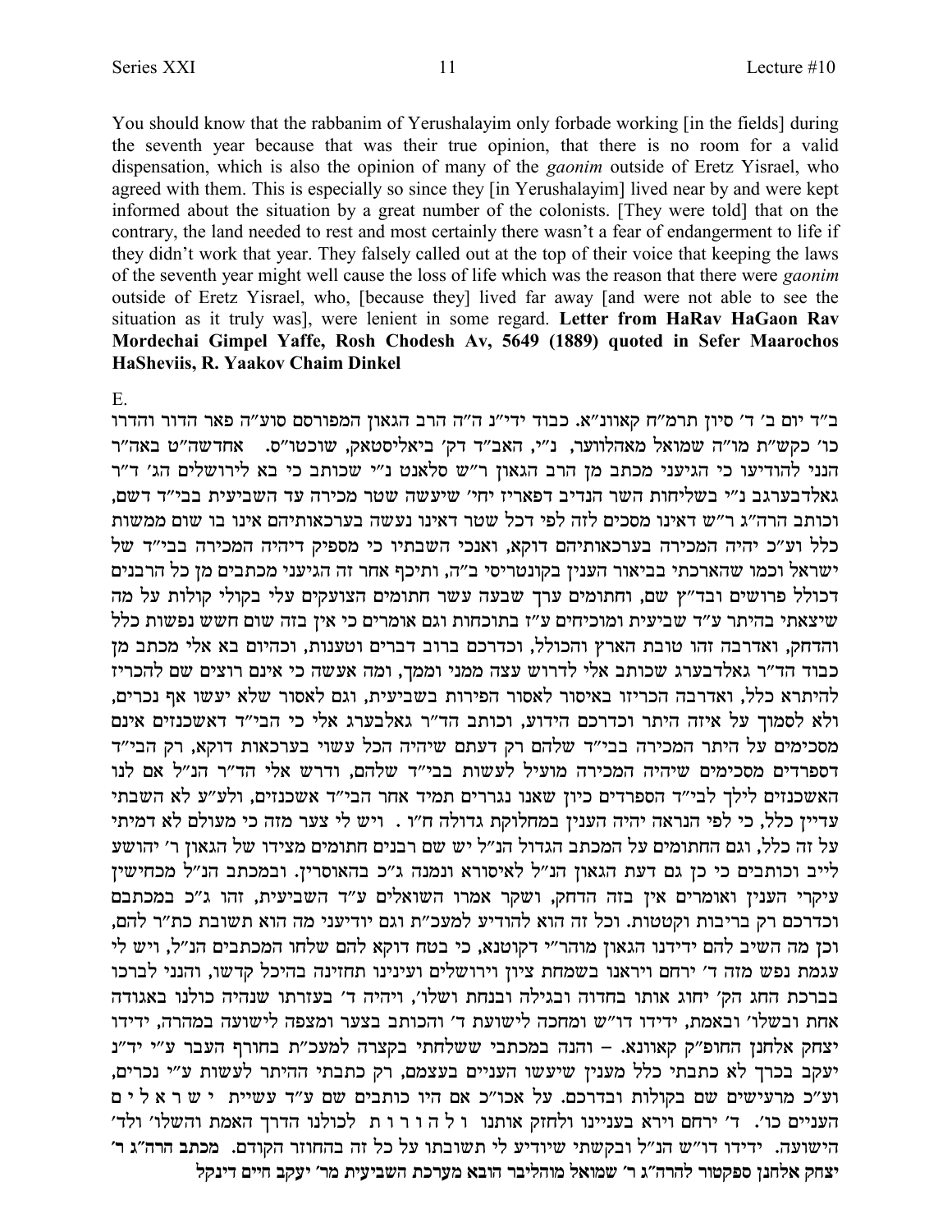You should know that the rabbanim of Yerushalayim only forbade working [in the fields] during the seventh year because that was their true opinion, that there is no room for a valid dispensation, which is also the opinion of many of the *gaonim* outside of Eretz Yisrael, who agreed with them. This is especially so since they [in Yerushalayim] lived near by and were kept informed about the situation by a great number of the colonists. [They were told] that on the contrary, the land needed to rest and most certainly there wasn't a fear of endangerment to life if they didn't work that year. They falsely called out at the top of their voice that keeping the laws of the seventh year might well cause the loss of life which was the reason that there were *gaonim* outside of Eretz Yisrael, who, [because they] lived far away [and were not able to see the situation as it truly was], were lenient in some regard. **Letter from HaRav HaGaon Rav Mordechai Gimpel Yaffe, Rosh Chodesh Av, 5649 (1889) quoted in Sefer Maarochos HaSheviis, R. Yaakov Chaim Dinkel**

E.

ב"ד יום ב' ד' סיון תרמ"ח קאוונ"א. כבוד ידי"נ ה"ה הרב הגאון המפורסם סוע"ה פאר הדור והדרו כו' כקש"ת מו"ה שמואל מאהלווער, נ"י, האב"ד דק' ביאליסטאק, שוכטו"ס. אחדשה"ט באה"ר הנני להודיעו כי הגיעני מכתב מן הרב הגאון ר"ש סלאנט נ"י שכותב כי בא לירושלים הג' ד"ר גאלדבערגב נ"י בשליחות השר הנדיב דפאריז יחי' שיעשה שטר מכירה עד השביעית בבי"ד דשם, וכותב הרה"ג ר"ש דאינו מסכים לזה לפי דכל שטר דאינו נעשה בערכאותיהם אינו בו שום ממשות כלל וע"כ יהיה המכירה בערכאותיהם דוקא, ואנכי השבתיו כי מספיק דיהיה המכירה בבי"ד של ישראל וכמו שהארכתי בביאור הענין בקונטריסי ב"ה, ותיכף אחר זה הגיעני מכתבים מן כל הרבנים דכולל פרושים ובד"ץ שם, וחתומים ערך שבעה עשר חתומים הצועקים עלי בקולי קולות על מה שיצאתי בהיתר ע"ד שביעית ומוכיחים ע"ז בתוכחות וגם אומרים כי אין בזה שום חשש נפשות כלל והדחק, ואדרבה זהו טובת הארץ והכולל, וכדרכם ברוב דברים וטענות, וכהיום בא אלי מכתב מן כבוד הד"ר גאלדבערג שכותב אלי לדרוש עצה ממני וממך, ומה אעשה כי אינם רוצים שם להכריז להיתרא כלל, ואדרבה הכריזו באיסור לאסור הפירות בשביעית, וגם לאסור שלא יעשו אף נכרים, ולא לסמוך על איזה היתר וכדרכם הידוע, וכותב הד"ר גאלבערג אלי כי הבי"ד דאשכנזים אינם מסכימים על היתר המכירה בבי"ד שלהם רק דעתם שיהיה הכל עשוי בערכאות דוקא, רק הבי"ד דספרדים מסכימים שיהיה המכירה מועיל לעשות בבי"ד שלהם, ודרש אלי הד"ר הנ"ל אם לנו האשכנזים לילך לבי"ד הספרדים כיון שאנו נגררים תמיד אחר הבי"ד אשכנזים, ולע"ע לא השבתי עדיין כלל, כי לפי הנראה יהיה הענין במחלוקת גדולה ח"ו . ויש לי צער מזה כי מעולם לא דמיתי על זה כלל, וגם החתומים על המכתב הגדול הנ"ל יש שם רבנים חתומים מצידו של הגאון ר' יהושע לייב וכותבים כי כן גם דעת הגאון הנ"ל לאיסורא ונמנה ג"כ בהאוסרין. ובמכתב הנ"ל מכחישין עיקרי הענין ואומרים אין בזה הדחק, ושקר אמרו השואלים ע"ד השביעית, זהו ג"כ במכתבם וכדרכם רק בריבות וקטטות. וכל זה הוא להודיע למעכ"ת וגם יודיעני מה הוא תשובת כת"ר להם, וכן מה השיב להם ידידנו הגאון מוהר"י דקוטנא, כי בטח דוקא להם שלחו המכתבים הנ"ל, ויש לי עגמת נפש מזה ד' ירחם ויראנו בשמחת ציון וירושלים ועינינו תחזינה בהיכל קדשו, והנני לברכו בברכת החג הק' יחוג אותו בחדוה ובגילה ובנחת ושלו', ויהיה ד' בעזרתו שנהיה כולנו באגודה אחת ובשלו' ובאמת, ידידו דו"ש ומחכה לישועת ד' והכותב בצער ומצפה לישועה במהרה, ידידו יצחק אלחנן החופ"ק קאוונא. – והנה במכתבי ששלחתי בקצרה למעכ"ת בחורף העבר ע"י ידי"נ יעקב בכרך לא כתבתי כלל מענין שיעשו העניים בעצמם, רק כתבתי ההיתר לעשות ע"י נכרים, וע"כ מרעישים שם בקולות ובדרכם. על אכו"כ אם היו כותבים שם ע"ד עשיית ישראלים העניים כו'. ד' ירחם וירא בעניינו ולחזק אותנו ולהורות לכולנו הדרך האמת והשלו' ולד' הישועה. ידידו דו"ש הנ"ל ובקשתי שיודיע לי תשובתו על כל זה בהחוזר הקודם. **מכתב הרה"ג ר' יצחק אלחנן ספקטור להרה"ג ר' שמואל מוהליבר הובא מערכת השביעית מר' יעקב חיים דינקל**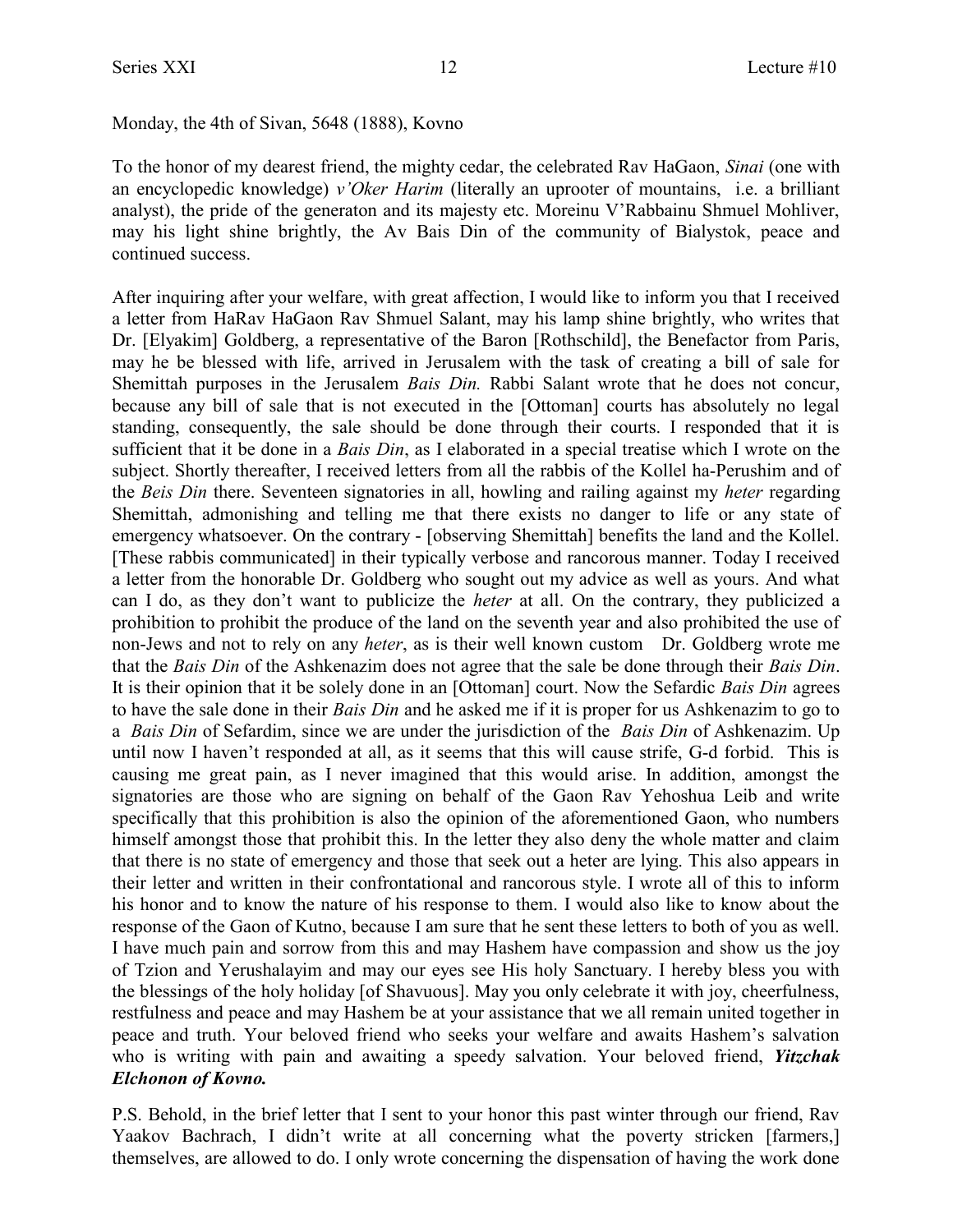Monday, the 4th of Sivan, 5648 (1888), Kovno

To the honor of my dearest friend, the mighty cedar, the celebrated Rav HaGaon, *Sinai* (one with an encyclopedic knowledge) *v'Oker Harim* (literally an uprooter of mountains, i.e. a brilliant analyst), the pride of the generaton and its majesty etc. Moreinu V'Rabbainu Shmuel Mohliver, may his light shine brightly, the Av Bais Din of the community of Bialystok, peace and continued success.

After inquiring after your welfare, with great affection, I would like to inform you that I received a letter from HaRav HaGaon Rav Shmuel Salant, may his lamp shine brightly, who writes that Dr. [Elyakim] Goldberg, a representative of the Baron [Rothschild], the Benefactor from Paris, may he be blessed with life, arrived in Jerusalem with the task of creating a bill of sale for Shemittah purposes in the Jerusalem *Bais Din.* Rabbi Salant wrote that he does not concur, because any bill of sale that is not executed in the [Ottoman] courts has absolutely no legal standing, consequently, the sale should be done through their courts. I responded that it is sufficient that it be done in a *Bais Din*, as I elaborated in a special treatise which I wrote on the subject. Shortly thereafter, I received letters from all the rabbis of the Kollel ha-Perushim and of the *Beis Din* there. Seventeen signatories in all, howling and railing against my *heter* regarding Shemittah, admonishing and telling me that there exists no danger to life or any state of emergency whatsoever. On the contrary - [observing Shemittah] benefits the land and the Kollel. [These rabbis communicated] in their typically verbose and rancorous manner. Today I received a letter from the honorable Dr. Goldberg who sought out my advice as well as yours. And what can I do, as they don't want to publicize the *heter* at all. On the contrary, they publicized a prohibition to prohibit the produce of the land on the seventh year and also prohibited the use of non-Jews and not to rely on any *heter*, as is their well known custom  Dr. Goldberg wrote me that the *Bais Din* of the Ashkenazim does not agree that the sale be done through their *Bais Din*. It is their opinion that it be solely done in an [Ottoman] court. Now the Sefardic *Bais Din* agrees to have the sale done in their *Bais Din* and he asked me if it is proper for us Ashkenazim to go to a *Bais Din* of Sefardim, since we are under the jurisdiction of the *Bais Din* of Ashkenazim. Up until now I haven't responded at all, as it seems that this will cause strife, G-d forbid. This is causing me great pain, as I never imagined that this would arise. In addition, amongst the signatories are those who are signing on behalf of the Gaon Rav Yehoshua Leib and write specifically that this prohibition is also the opinion of the aforementioned Gaon, who numbers himself amongst those that prohibit this. In the letter they also deny the whole matter and claim that there is no state of emergency and those that seek out a heter are lying. This also appears in their letter and written in their confrontational and rancorous style. I wrote all of this to inform his honor and to know the nature of his response to them. I would also like to know about the response of the Gaon of Kutno, because I am sure that he sent these letters to both of you as well. I have much pain and sorrow from this and may Hashem have compassion and show us the joy of Tzion and Yerushalayim and may our eyes see His holy Sanctuary. I hereby bless you with the blessings of the holy holiday [of Shavuous]. May you only celebrate it with joy, cheerfulness, restfulness and peace and may Hashem be at your assistance that we all remain united together in peace and truth. Your beloved friend who seeks your welfare and awaits Hashem's salvation who is writing with pain and awaiting a speedy salvation. Your beloved friend, ***Yitzchak Elchonon of Kovno.***

P.S. Behold, in the brief letter that I sent to your honor this past winter through our friend, Rav Yaakov Bachrach, I didn't write at all concerning what the poverty stricken [farmers,] themselves, are allowed to do. I only wrote concerning the dispensation of having the work done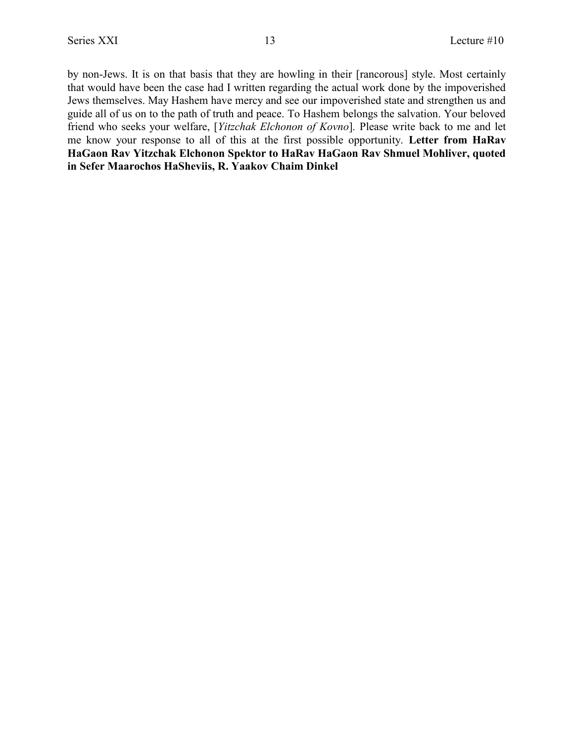by non-Jews. It is on that basis that they are howling in their [rancorous] style. Most certainly that would have been the case had I written regarding the actual work done by the impoverished Jews themselves. May Hashem have mercy and see our impoverished state and strengthen us and guide all of us on to the path of truth and peace. To Hashem belongs the salvation. Your beloved friend who seeks your welfare, [*Yitzchak Elchonon of Kovno*]. Please write back to me and let me know your response to all of this at the first possible opportunity. **Letter from HaRav HaGaon Rav Yitzchak Elchonon Spektor to HaRav HaGaon Rav Shmuel Mohliver, quoted in Sefer Maarochos HaSheviis, R. Yaakov Chaim Dinkel**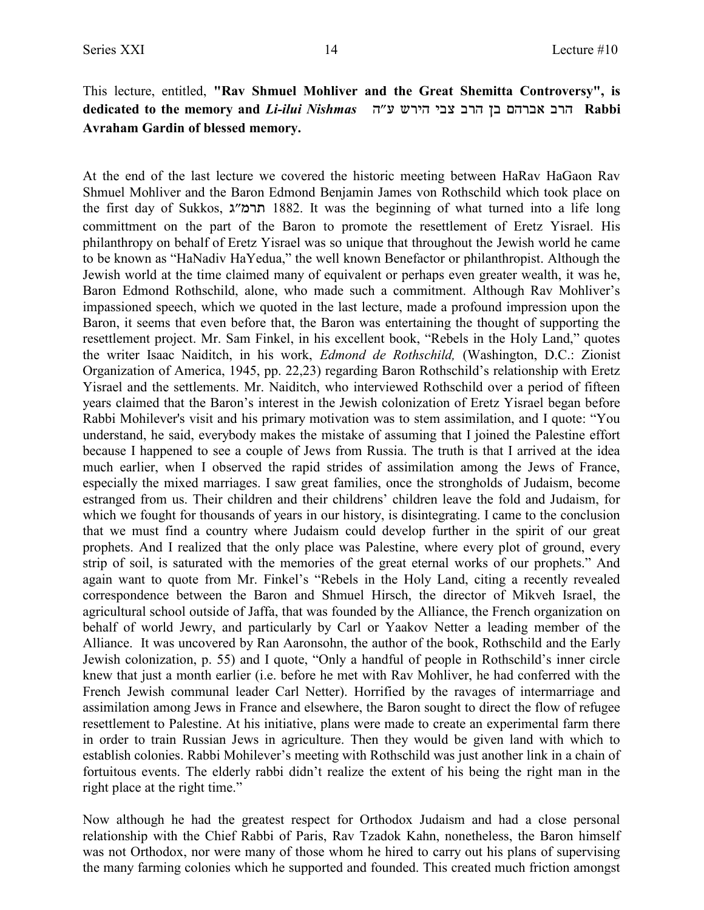This lecture, entitled, **"Rav Shmuel Mohliver and the Great Shemitta Controversy", is dedicated to the memory and *Li-ilui Nishmas* הרב אברהם בן הרב צבי הירש ע"ה Rabbi Avraham Gardin of blessed memory.**

At the end of the last lecture we covered the historic meeting between HaRav HaGaon Rav Shmuel Mohliver and the Baron Edmond Benjamin James von Rothschild which took place on the first day of Sukkos, תרמ"ג 1882. It was the beginning of what turned into a life long committment on the part of the Baron to promote the resettlement of Eretz Yisrael. His philanthropy on behalf of Eretz Yisrael was so unique that throughout the Jewish world he came to be known as "HaNadiv HaYedua," the well known Benefactor or philanthropist. Although the Jewish world at the time claimed many of equivalent or perhaps even greater wealth, it was he, Baron Edmond Rothschild, alone, who made such a commitment. Although Rav Mohliver's impassioned speech, which we quoted in the last lecture, made a profound impression upon the Baron, it seems that even before that, the Baron was entertaining the thought of supporting the resettlement project. Mr. Sam Finkel, in his excellent book, "Rebels in the Holy Land," quotes the writer Isaac Naiditch, in his work, *Edmond de Rothschild,* (Washington, D.C.: Zionist Organization of America, 1945, pp. 22,23) regarding Baron Rothschild's relationship with Eretz Yisrael and the settlements. Mr. Naiditch, who interviewed Rothschild over a period of fifteen years claimed that the Baron's interest in the Jewish colonization of Eretz Yisrael began before Rabbi Mohilever's visit and his primary motivation was to stem assimilation, and I quote: "You understand, he said, everybody makes the mistake of assuming that I joined the Palestine effort because I happened to see a couple of Jews from Russia. The truth is that I arrived at the idea much earlier, when I observed the rapid strides of assimilation among the Jews of France, especially the mixed marriages. I saw great families, once the strongholds of Judaism, become estranged from us. Their children and their childrens' children leave the fold and Judaism, for which we fought for thousands of years in our history, is disintegrating. I came to the conclusion that we must find a country where Judaism could develop further in the spirit of our great prophets. And I realized that the only place was Palestine, where every plot of ground, every strip of soil, is saturated with the memories of the great eternal works of our prophets." And again want to quote from Mr. Finkel's "Rebels in the Holy Land, citing a recently revealed correspondence between the Baron and Shmuel Hirsch, the director of Mikveh Israel, the agricultural school outside of Jaffa, that was founded by the Alliance, the French organization on behalf of world Jewry, and particularly by Carl or Yaakov Netter a leading member of the Alliance. It was uncovered by Ran Aaronsohn, the author of the book, Rothschild and the Early Jewish colonization, p. 55) and I quote, "Only a handful of people in Rothschild's inner circle knew that just a month earlier (i.e. before he met with Rav Mohliver, he had conferred with the French Jewish communal leader Carl Netter). Horrified by the ravages of intermarriage and assimilation among Jews in France and elsewhere, the Baron sought to direct the flow of refugee resettlement to Palestine. At his initiative, plans were made to create an experimental farm there in order to train Russian Jews in agriculture. Then they would be given land with which to establish colonies. Rabbi Mohilever's meeting with Rothschild was just another link in a chain of fortuitous events. The elderly rabbi didn't realize the extent of his being the right man in the right place at the right time."

Now although he had the greatest respect for Orthodox Judaism and had a close personal relationship with the Chief Rabbi of Paris, Rav Tzadok Kahn, nonetheless, the Baron himself was not Orthodox, nor were many of those whom he hired to carry out his plans of supervising the many farming colonies which he supported and founded. This created much friction amongst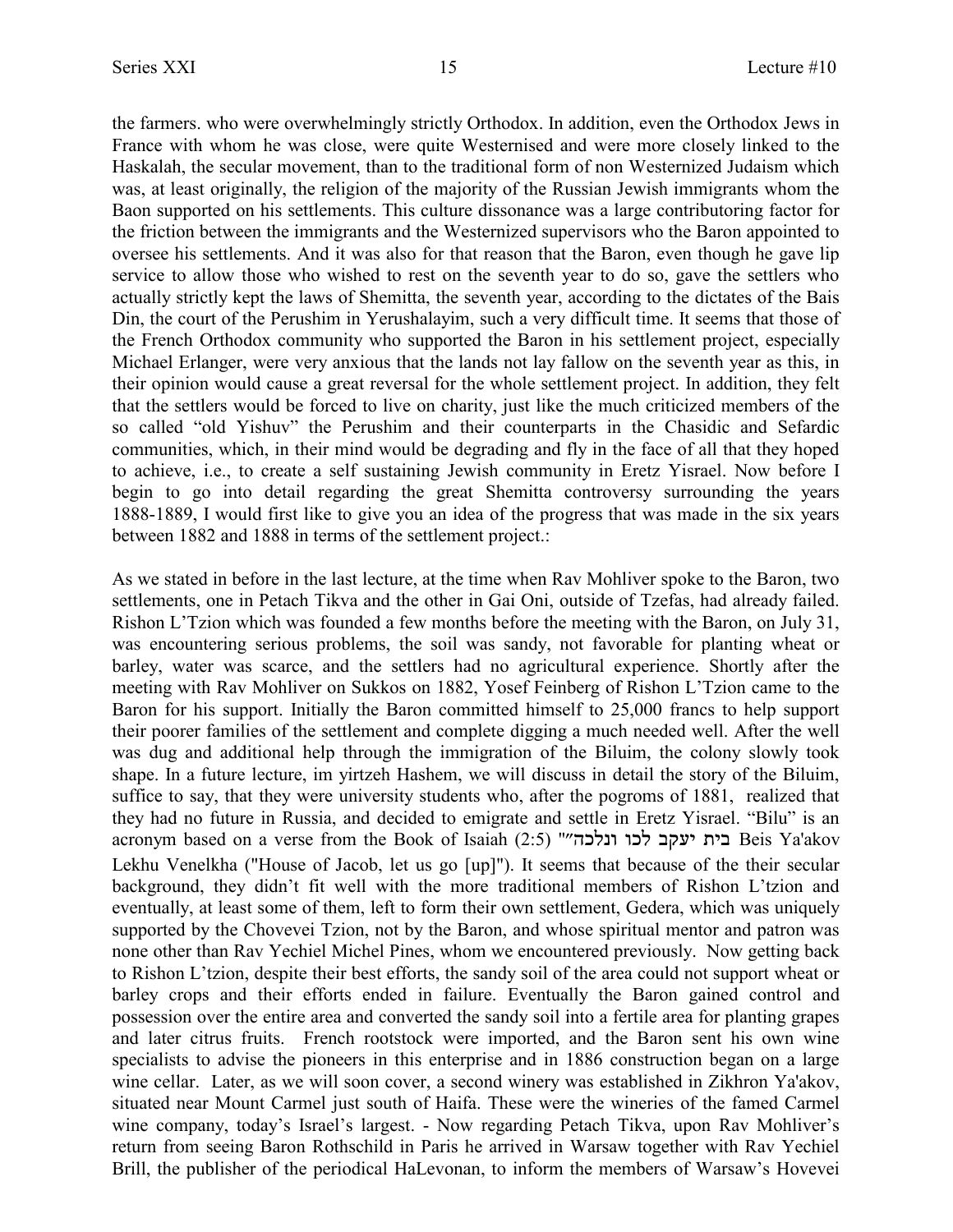the farmers. who were overwhelmingly strictly Orthodox. In addition, even the Orthodox Jews in France with whom he was close, were quite Westernised and were more closely linked to the Haskalah, the secular movement, than to the traditional form of non Westernized Judaism which was, at least originally, the religion of the majority of the Russian Jewish immigrants whom the Baon supported on his settlements. This culture dissonance was a large contributoring factor for the friction between the immigrants and the Westernized supervisors who the Baron appointed to oversee his settlements. And it was also for that reason that the Baron, even though he gave lip service to allow those who wished to rest on the seventh year to do so, gave the settlers who actually strictly kept the laws of Shemitta, the seventh year, according to the dictates of the Bais Din, the court of the Perushim in Yerushalayim, such a very difficult time. It seems that those of the French Orthodox community who supported the Baron in his settlement project, especially Michael Erlanger, were very anxious that the lands not lay fallow on the seventh year as this, in their opinion would cause a great reversal for the whole settlement project. In addition, they felt that the settlers would be forced to live on charity, just like the much criticized members of the so called "old Yishuv" the Perushim and their counterparts in the Chasidic and Sefardic communities, which, in their mind would be degrading and fly in the face of all that they hoped to achieve, i.e., to create a self sustaining Jewish community in Eretz Yisrael. Now before I begin to go into detail regarding the great Shemitta controversy surrounding the years 1888-1889, I would first like to give you an idea of the progress that was made in the six years between 1882 and 1888 in terms of the settlement project.:

As we stated in before in the last lecture, at the time when Rav Mohliver spoke to the Baron, two settlements, one in Petach Tikva and the other in Gai Oni, outside of Tzefas, had already failed. Rishon L'Tzion which was founded a few months before the meeting with the Baron, on July 31, was encountering serious problems, the soil was sandy, not favorable for planting wheat or barley, water was scarce, and the settlers had no agricultural experience. Shortly after the meeting with Rav Mohliver on Sukkos on 1882, Yosef Feinberg of Rishon L'Tzion came to the Baron for his support. Initially the Baron committed himself to 25,000 francs to help support their poorer families of the settlement and complete digging a much needed well. After the well was dug and additional help through the immigration of the Biluim, the colony slowly took shape. In a future lecture, im yirtzeh Hashem, we will discuss in detail the story of the Biluim, suffice to say, that they were university students who, after the pogroms of 1881, realized that they had no future in Russia, and decided to emigrate and settle in Eretz Yisrael. "Bilu" is an acronym based on a verse from the Book of Isaiah (2:5) "בית יעקב לכו ונלכה" Beis Ya'akov Lekhu Venelkha ("House of Jacob, let us go [up]"). It seems that because of the their secular background, they didn't fit well with the more traditional members of Rishon L'tzion and eventually, at least some of them, left to form their own settlement, Gedera, which was uniquely supported by the Chovevei Tzion, not by the Baron, and whose spiritual mentor and patron was none other than Rav Yechiel Michel Pines, whom we encountered previously. Now getting back to Rishon L'tzion, despite their best efforts, the sandy soil of the area could not support wheat or barley crops and their efforts ended in failure. Eventually the Baron gained control and possession over the entire area and converted the sandy soil into a fertile area for planting grapes and later citrus fruits. French rootstock were imported, and the Baron sent his own wine specialists to advise the pioneers in this enterprise and in 1886 construction began on a large wine cellar. Later, as we will soon cover, a second winery was established in Zikhron Ya'akov, situated near Mount Carmel just south of Haifa. These were the wineries of the famed Carmel wine company, today's Israel's largest. - Now regarding Petach Tikva, upon Rav Mohliver's return from seeing Baron Rothschild in Paris he arrived in Warsaw together with Rav Yechiel Brill, the publisher of the periodical HaLevonan, to inform the members of Warsaw's Hovevei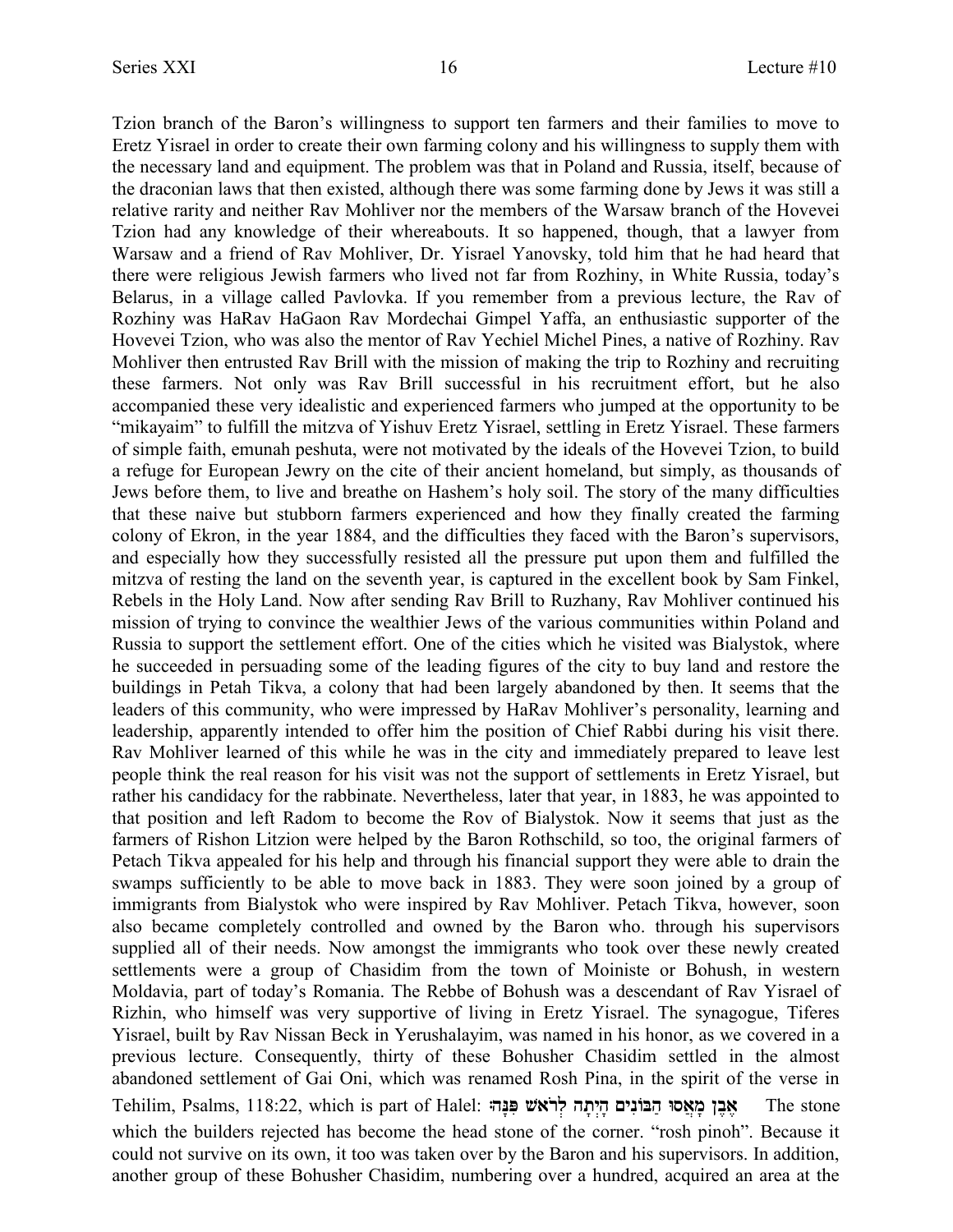Tzion branch of the Baron's willingness to support ten farmers and their families to move to Eretz Yisrael in order to create their own farming colony and his willingness to supply them with the necessary land and equipment. The problem was that in Poland and Russia, itself, because of the draconian laws that then existed, although there was some farming done by Jews it was still a relative rarity and neither Rav Mohliver nor the members of the Warsaw branch of the Hovevei Tzion had any knowledge of their whereabouts. It so happened, though, that a lawyer from Warsaw and a friend of Rav Mohliver, Dr. Yisrael Yanovsky, told him that he had heard that there were religious Jewish farmers who lived not far from Rozhiny, in White Russia, today's Belarus, in a village called Pavlovka. If you remember from a previous lecture, the Rav of Rozhiny was HaRav HaGaon Rav Mordechai Gimpel Yaffa, an enthusiastic supporter of the Hovevei Tzion, who was also the mentor of Rav Yechiel Michel Pines, a native of Rozhiny. Rav Mohliver then entrusted Rav Brill with the mission of making the trip to Rozhiny and recruiting these farmers. Not only was Rav Brill successful in his recruitment effort, but he also accompanied these very idealistic and experienced farmers who jumped at the opportunity to be "mikayaim" to fulfill the mitzva of Yishuv Eretz Yisrael, settling in Eretz Yisrael. These farmers of simple faith, emunah peshuta, were not motivated by the ideals of the Hovevei Tzion, to build a refuge for European Jewry on the cite of their ancient homeland, but simply, as thousands of Jews before them, to live and breathe on Hashem's holy soil. The story of the many difficulties that these naive but stubborn farmers experienced and how they finally created the farming colony of Ekron, in the year 1884, and the difficulties they faced with the Baron's supervisors, and especially how they successfully resisted all the pressure put upon them and fulfilled the mitzva of resting the land on the seventh year, is captured in the excellent book by Sam Finkel, Rebels in the Holy Land. Now after sending Rav Brill to Ruzhany, Rav Mohliver continued his mission of trying to convince the wealthier Jews of the various communities within Poland and Russia to support the settlement effort. One of the cities which he visited was Bialystok, where he succeeded in persuading some of the leading figures of the city to buy land and restore the buildings in Petah Tikva, a colony that had been largely abandoned by then. It seems that the leaders of this community, who were impressed by HaRav Mohliver's personality, learning and leadership, apparently intended to offer him the position of Chief Rabbi during his visit there. Rav Mohliver learned of this while he was in the city and immediately prepared to leave lest people think the real reason for his visit was not the support of settlements in Eretz Yisrael, but rather his candidacy for the rabbinate. Nevertheless, later that year, in 1883, he was appointed to that position and left Radom to become the Rov of Bialystok. Now it seems that just as the farmers of Rishon Litzion were helped by the Baron Rothschild, so too, the original farmers of Petach Tikva appealed for his help and through his financial support they were able to drain the swamps sufficiently to be able to move back in 1883. They were soon joined by a group of immigrants from Bialystok who were inspired by Rav Mohliver. Petach Tikva, however, soon also became completely controlled and owned by the Baron who. through his supervisors supplied all of their needs. Now amongst the immigrants who took over these newly created settlements were a group of Chasidim from the town of Moiniste or Bohush, in western Moldavia, part of today's Romania. The Rebbe of Bohush was a descendant of Rav Yisrael of Rizhin, who himself was very supportive of living in Eretz Yisrael. The synagogue, Tiferes Yisrael, built by Rav Nissan Beck in Yerushalayim, was named in his honor, as we covered in a previous lecture. Consequently, thirty of these Bohusher Chasidim settled in the almost abandoned settlement of Gai Oni, which was renamed Rosh Pina, in the spirit of the verse in Tehilim, Psalms, 118:22, which is part of Halel: אֶבֶן מָאֲסוּ הַבּוֹנִים הָיְתָה לְרֹאשׁ פִּנָּה׃ The stone which the builders rejected has become the head stone of the corner. "rosh pinoh". Because it could not survive on its own, it too was taken over by the Baron and his supervisors. In addition, another group of these Bohusher Chasidim, numbering over a hundred, acquired an area at the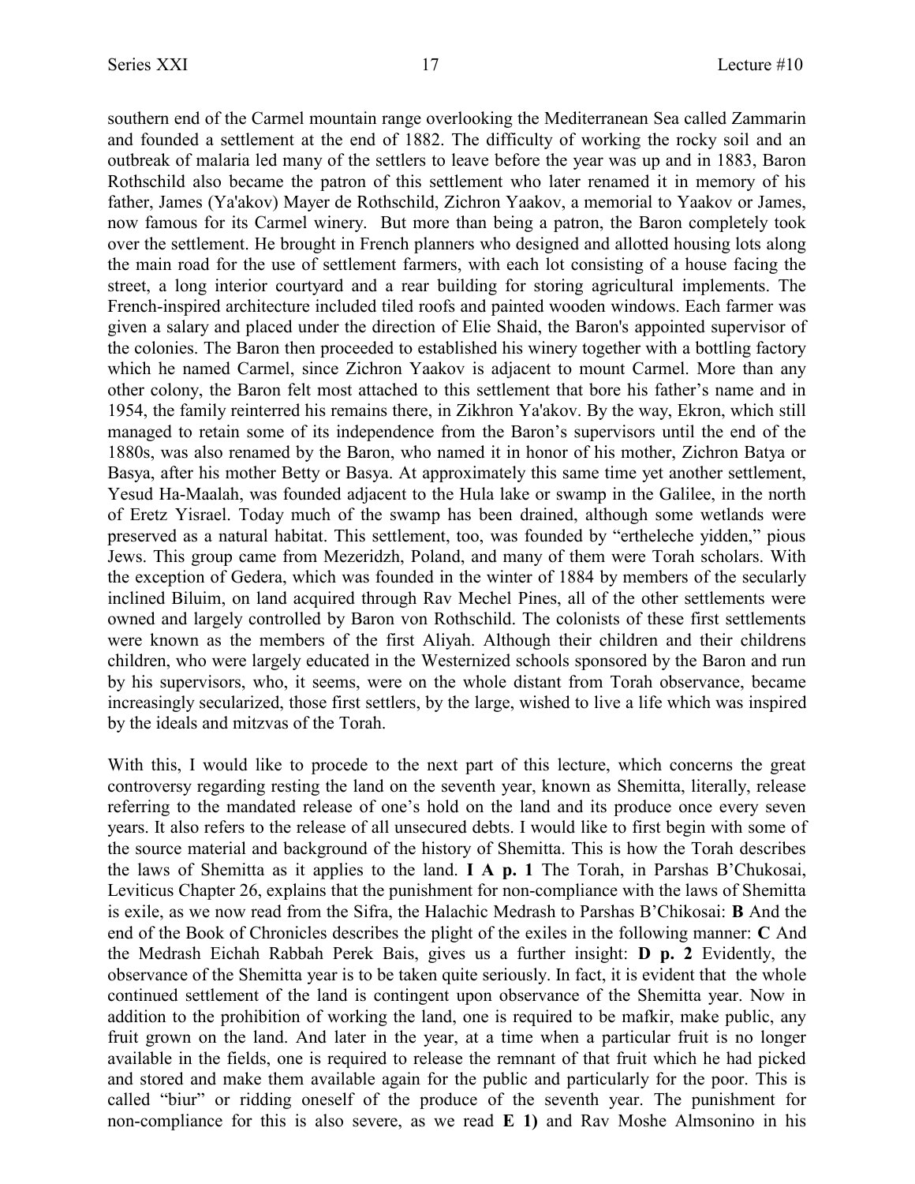southern end of the Carmel mountain range overlooking the Mediterranean Sea called Zammarin and founded a settlement at the end of 1882. The difficulty of working the rocky soil and an outbreak of malaria led many of the settlers to leave before the year was up and in 1883, Baron Rothschild also became the patron of this settlement who later renamed it in memory of his father, James (Ya'akov) Mayer de Rothschild, Zichron Yaakov, a memorial to Yaakov or James, now famous for its Carmel winery. But more than being a patron, the Baron completely took over the settlement. He brought in French planners who designed and allotted housing lots along the main road for the use of settlement farmers, with each lot consisting of a house facing the street, a long interior courtyard and a rear building for storing agricultural implements. The French-inspired architecture included tiled roofs and painted wooden windows. Each farmer was given a salary and placed under the direction of Elie Shaid, the Baron's appointed supervisor of the colonies. The Baron then proceeded to established his winery together with a bottling factory which he named Carmel, since Zichron Yaakov is adjacent to mount Carmel. More than any other colony, the Baron felt most attached to this settlement that bore his father's name and in 1954, the family reinterred his remains there, in Zikhron Ya'akov. By the way, Ekron, which still managed to retain some of its independence from the Baron's supervisors until the end of the 1880s, was also renamed by the Baron, who named it in honor of his mother, Zichron Batya or Basya, after his mother Betty or Basya. At approximately this same time yet another settlement, Yesud Ha-Maalah, was founded adjacent to the Hula lake or swamp in the Galilee, in the north of Eretz Yisrael. Today much of the swamp has been drained, although some wetlands were preserved as a natural habitat. This settlement, too, was founded by "ertheleche yidden," pious Jews. This group came from Mezeridzh, Poland, and many of them were Torah scholars. With the exception of Gedera, which was founded in the winter of 1884 by members of the secularly inclined Biluim, on land acquired through Rav Mechel Pines, all of the other settlements were owned and largely controlled by Baron von Rothschild. The colonists of these first settlements were known as the members of the first Aliyah. Although their children and their childrens children, who were largely educated in the Westernized schools sponsored by the Baron and run by his supervisors, who, it seems, were on the whole distant from Torah observance, became increasingly secularized, those first settlers, by the large, wished to live a life which was inspired by the ideals and mitzvas of the Torah.

With this, I would like to procede to the next part of this lecture, which concerns the great controversy regarding resting the land on the seventh year, known as Shemitta, literally, release referring to the mandated release of one's hold on the land and its produce once every seven years. It also refers to the release of all unsecured debts. I would like to first begin with some of the source material and background of the history of Shemitta. This is how the Torah describes the laws of Shemitta as it applies to the land. **I A p. 1** The Torah, in Parshas B'Chukosai, Leviticus Chapter 26, explains that the punishment for non-compliance with the laws of Shemitta is exile, as we now read from the Sifra, the Halachic Medrash to Parshas B'Chikosai: **B** And the end of the Book of Chronicles describes the plight of the exiles in the following manner: **C** And the Medrash Eichah Rabbah Perek Bais, gives us a further insight: **D p. 2** Evidently, the observance of the Shemitta year is to be taken quite seriously. In fact, it is evident that the whole continued settlement of the land is contingent upon observance of the Shemitta year. Now in addition to the prohibition of working the land, one is required to be mafkir, make public, any fruit grown on the land. And later in the year, at a time when a particular fruit is no longer available in the fields, one is required to release the remnant of that fruit which he had picked and stored and make them available again for the public and particularly for the poor. This is called "biur" or ridding oneself of the produce of the seventh year. The punishment for non-compliance for this is also severe, as we read **E 1)** and Rav Moshe Almsonino in his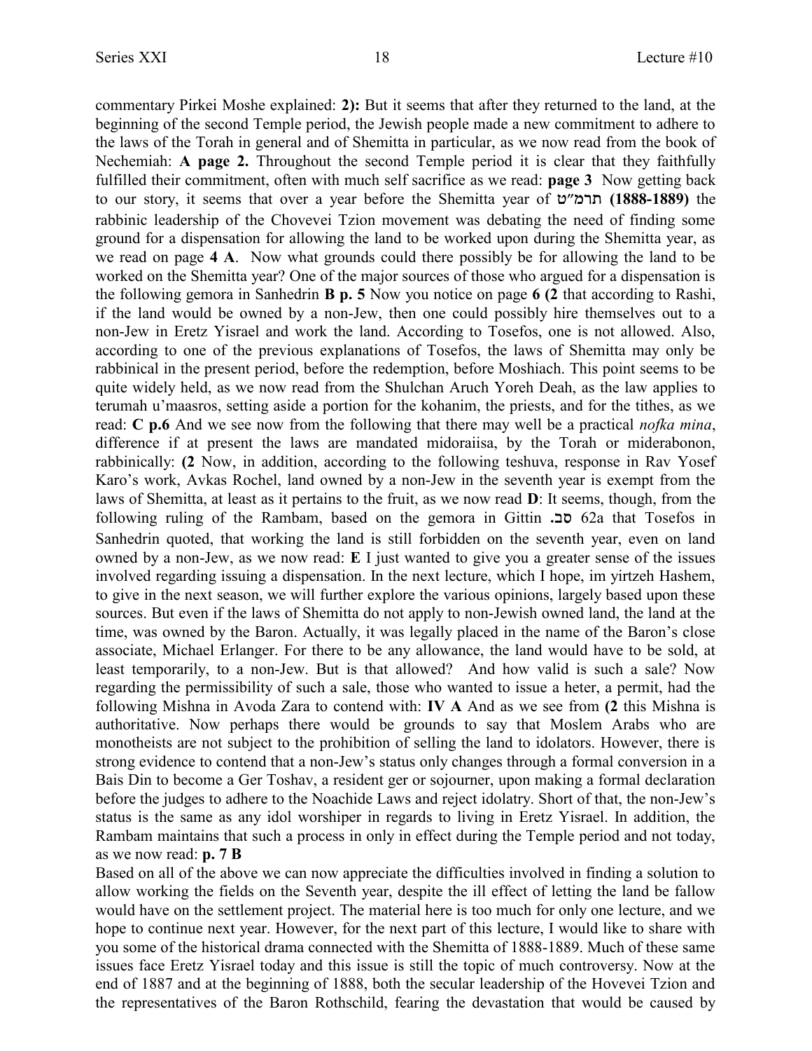commentary Pirkei Moshe explained: **2):** But it seems that after they returned to the land, at the beginning of the second Temple period, the Jewish people made a new commitment to adhere to the laws of the Torah in general and of Shemitta in particular, as we now read from the book of Nechemiah: **A page 2.** Throughout the second Temple period it is clear that they faithfully fulfilled their commitment, often with much self sacrifice as we read: **page 3** Now getting back to our story, it seems that over a year before the Shemitta year of תרמ"ט **(1888-1889)** the rabbinic leadership of the Chovevei Tzion movement was debating the need of finding some ground for a dispensation for allowing the land to be worked upon during the Shemitta year, as we read on page **4 A**. Now what grounds could there possibly be for allowing the land to be worked on the Shemitta year? One of the major sources of those who argued for a dispensation is the following gemora in Sanhedrin **B p. 5** Now you notice on page **6 (2** that according to Rashi, if the land would be owned by a non-Jew, then one could possibly hire themselves out to a non-Jew in Eretz Yisrael and work the land. According to Tosefos, one is not allowed. Also, according to one of the previous explanations of Tosefos, the laws of Shemitta may only be rabbinical in the present period, before the redemption, before Moshiach. This point seems to be quite widely held, as we now read from the Shulchan Aruch Yoreh Deah, as the law applies to terumah u'maasros, setting aside a portion for the kohanim, the priests, and for the tithes, as we read: **C p.6** And we see now from the following that there may well be a practical *nofka mina*, difference if at present the laws are mandated midoraiisa, by the Torah or miderabonon, rabbinically: **(2** Now, in addition, according to the following teshuva, response in Rav Yosef Karo's work, Avkas Rochel, land owned by a non-Jew in the seventh year is exempt from the laws of Shemitta, at least as it pertains to the fruit, as we now read **D**: It seems, though, from the following ruling of the Rambam, based on the gemora in Gittin **.סב** 62a that Tosefos in Sanhedrin quoted, that working the land is still forbidden on the seventh year, even on land owned by a non-Jew, as we now read: **E** I just wanted to give you a greater sense of the issues involved regarding issuing a dispensation. In the next lecture, which I hope, im yirtzeh Hashem, to give in the next season, we will further explore the various opinions, largely based upon these sources. But even if the laws of Shemitta do not apply to non-Jewish owned land, the land at the time, was owned by the Baron. Actually, it was legally placed in the name of the Baron's close associate, Michael Erlanger. For there to be any allowance, the land would have to be sold, at least temporarily, to a non-Jew. But is that allowed? And how valid is such a sale? Now regarding the permissibility of such a sale, those who wanted to issue a heter, a permit, had the following Mishna in Avoda Zara to contend with: **IV A** And as we see from **(2** this Mishna is authoritative. Now perhaps there would be grounds to say that Moslem Arabs who are monotheists are not subject to the prohibition of selling the land to idolators. However, there is strong evidence to contend that a non-Jew's status only changes through a formal conversion in a Bais Din to become a Ger Toshav, a resident ger or sojourner, upon making a formal declaration before the judges to adhere to the Noachide Laws and reject idolatry. Short of that, the non-Jew's status is the same as any idol worshiper in regards to living in Eretz Yisrael. In addition, the Rambam maintains that such a process in only in effect during the Temple period and not today, as we now read: **p. 7 B**

Based on all of the above we can now appreciate the difficulties involved in finding a solution to allow working the fields on the Seventh year, despite the ill effect of letting the land be fallow would have on the settlement project. The material here is too much for only one lecture, and we hope to continue next year. However, for the next part of this lecture, I would like to share with you some of the historical drama connected with the Shemitta of 1888-1889. Much of these same issues face Eretz Yisrael today and this issue is still the topic of much controversy. Now at the end of 1887 and at the beginning of 1888, both the secular leadership of the Hovevei Tzion and the representatives of the Baron Rothschild, fearing the devastation that would be caused by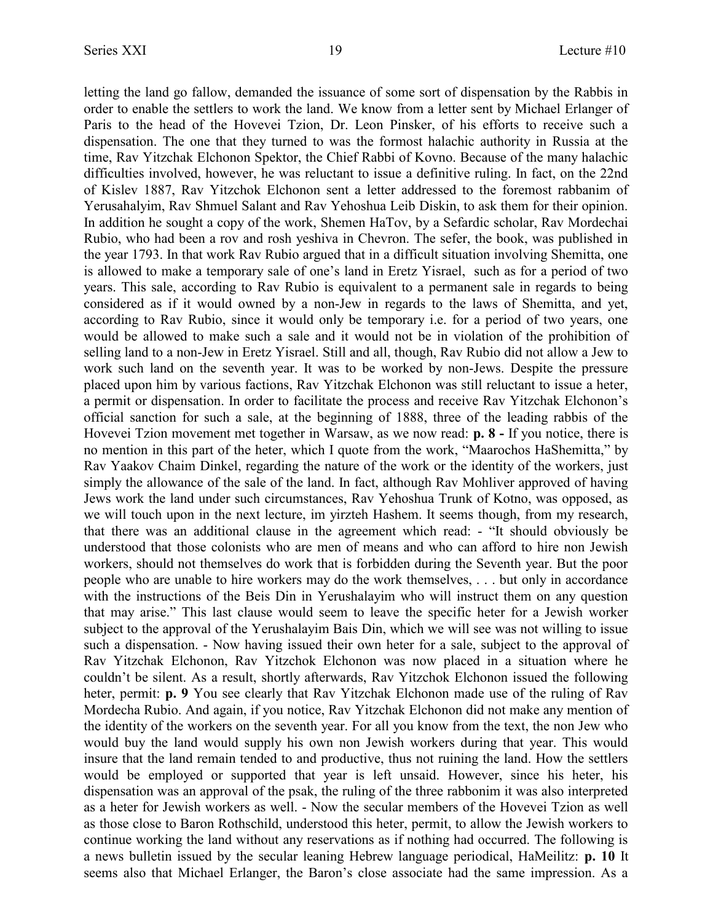letting the land go fallow, demanded the issuance of some sort of dispensation by the Rabbis in order to enable the settlers to work the land. We know from a letter sent by Michael Erlanger of Paris to the head of the Hovevei Tzion, Dr. Leon Pinsker, of his efforts to receive such a dispensation. The one that they turned to was the formost halachic authority in Russia at the time, Rav Yitzchak Elchonon Spektor, the Chief Rabbi of Kovno. Because of the many halachic difficulties involved, however, he was reluctant to issue a definitive ruling. In fact, on the 22nd of Kislev 1887, Rav Yitzchok Elchonon sent a letter addressed to the foremost rabbanim of Yerusahalyim, Rav Shmuel Salant and Rav Yehoshua Leib Diskin, to ask them for their opinion. In addition he sought a copy of the work, Shemen HaTov, by a Sefardic scholar, Rav Mordechai Rubio, who had been a rov and rosh yeshiva in Chevron. The sefer, the book, was published in the year 1793. In that work Rav Rubio argued that in a difficult situation involving Shemitta, one is allowed to make a temporary sale of one's land in Eretz Yisrael, such as for a period of two years. This sale, according to Rav Rubio is equivalent to a permanent sale in regards to being considered as if it would owned by a non-Jew in regards to the laws of Shemitta, and yet, according to Rav Rubio, since it would only be temporary i.e. for a period of two years, one would be allowed to make such a sale and it would not be in violation of the prohibition of selling land to a non-Jew in Eretz Yisrael. Still and all, though, Rav Rubio did not allow a Jew to work such land on the seventh year. It was to be worked by non-Jews. Despite the pressure placed upon him by various factions, Rav Yitzchak Elchonon was still reluctant to issue a heter, a permit or dispensation. In order to facilitate the process and receive Rav Yitzchak Elchonon's official sanction for such a sale, at the beginning of 1888, three of the leading rabbis of the Hovevei Tzion movement met together in Warsaw, as we now read: **p. 8 -** If you notice, there is no mention in this part of the heter, which I quote from the work, "Maarochos HaShemitta," by Rav Yaakov Chaim Dinkel, regarding the nature of the work or the identity of the workers, just simply the allowance of the sale of the land. In fact, although Rav Mohliver approved of having Jews work the land under such circumstances, Rav Yehoshua Trunk of Kotno, was opposed, as we will touch upon in the next lecture, im yirzteh Hashem. It seems though, from my research, that there was an additional clause in the agreement which read: - "It should obviously be understood that those colonists who are men of means and who can afford to hire non Jewish workers, should not themselves do work that is forbidden during the Seventh year. But the poor people who are unable to hire workers may do the work themselves, . . . but only in accordance with the instructions of the Beis Din in Yerushalayim who will instruct them on any question that may arise." This last clause would seem to leave the specific heter for a Jewish worker subject to the approval of the Yerushalayim Bais Din, which we will see was not willing to issue such a dispensation. - Now having issued their own heter for a sale, subject to the approval of Rav Yitzchak Elchonon, Rav Yitzchok Elchonon was now placed in a situation where he couldn't be silent. As a result, shortly afterwards, Rav Yitzchok Elchonon issued the following heter, permit: **p. 9** You see clearly that Rav Yitzchak Elchonon made use of the ruling of Rav Mordecha Rubio. And again, if you notice, Rav Yitzchak Elchonon did not make any mention of the identity of the workers on the seventh year. For all you know from the text, the non Jew who would buy the land would supply his own non Jewish workers during that year. This would insure that the land remain tended to and productive, thus not ruining the land. How the settlers would be employed or supported that year is left unsaid. However, since his heter, his dispensation was an approval of the psak, the ruling of the three rabbonim it was also interpreted as a heter for Jewish workers as well. - Now the secular members of the Hovevei Tzion as well as those close to Baron Rothschild, understood this heter, permit, to allow the Jewish workers to continue working the land without any reservations as if nothing had occurred. The following is a news bulletin issued by the secular leaning Hebrew language periodical, HaMeilitz: **p. 10** It seems also that Michael Erlanger, the Baron's close associate had the same impression. As a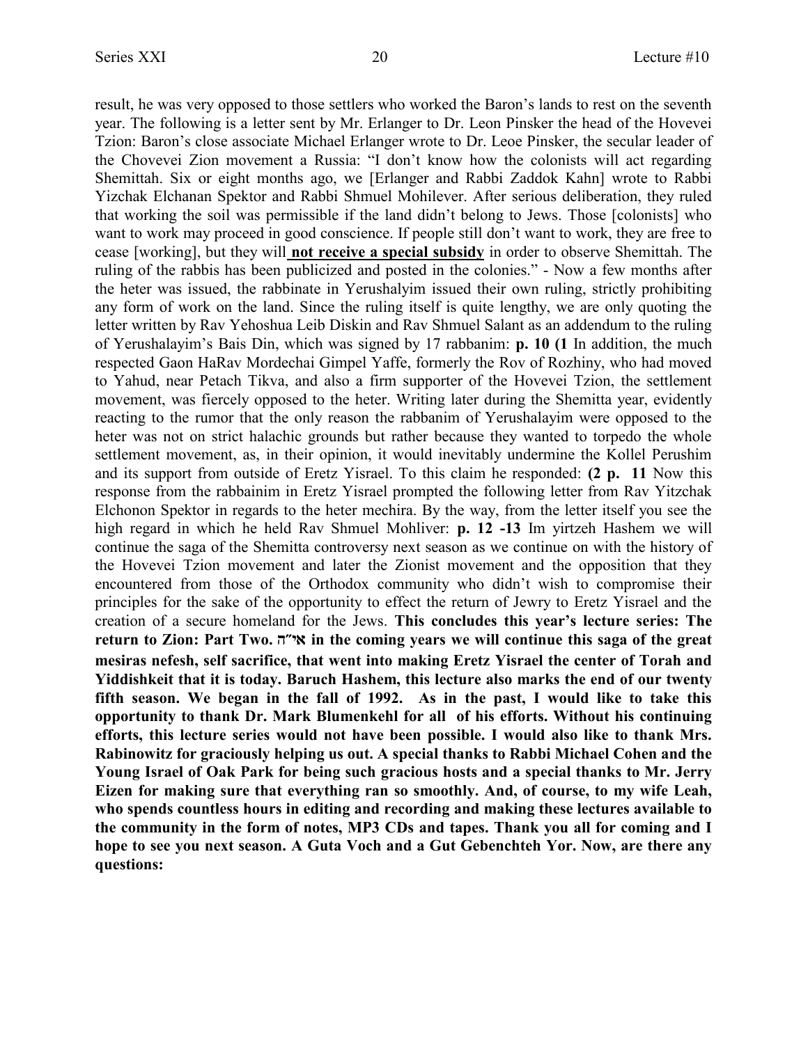result, he was very opposed to those settlers who worked the Baron's lands to rest on the seventh year. The following is a letter sent by Mr. Erlanger to Dr. Leon Pinsker the head of the Hovevei Tzion: Baron's close associate Michael Erlanger wrote to Dr. Leoe Pinsker, the secular leader of the Chovevei Zion movement a Russia: "I don't know how the colonists will act regarding Shemittah. Six or eight months ago, we [Erlanger and Rabbi Zaddok Kahn] wrote to Rabbi Yizchak Elchanan Spektor and Rabbi Shmuel Mohilever. After serious deliberation, they ruled that working the soil was permissible if the land didn't belong to Jews. Those [colonists] who want to work may proceed in good conscience. If people still don't want to work, they are free to cease [working], but they will **not receive a special subsidy** in order to observe Shemittah. The ruling of the rabbis has been publicized and posted in the colonies." - Now a few months after the heter was issued, the rabbinate in Yerushalyim issued their own ruling, strictly prohibiting any form of work on the land. Since the ruling itself is quite lengthy, we are only quoting the letter written by Rav Yehoshua Leib Diskin and Rav Shmuel Salant as an addendum to the ruling of Yerushalayim's Bais Din, which was signed by 17 rabbanim: **p. 10 (1** In addition, the much respected Gaon HaRav Mordechai Gimpel Yaffe, formerly the Rov of Rozhiny, who had moved to Yahud, near Petach Tikva, and also a firm supporter of the Hovevei Tzion, the settlement movement, was fiercely opposed to the heter. Writing later during the Shemitta year, evidently reacting to the rumor that the only reason the rabbanim of Yerushalayim were opposed to the heter was not on strict halachic grounds but rather because they wanted to torpedo the whole settlement movement, as, in their opinion, it would inevitably undermine the Kollel Perushim and its support from outside of Eretz Yisrael. To this claim he responded: **(2 p. 11** Now this response from the rabbainim in Eretz Yisrael prompted the following letter from Rav Yitzchak Elchonon Spektor in regards to the heter mechira. By the way, from the letter itself you see the high regard in which he held Rav Shmuel Mohliver: **p. 12 -13** Im yirtzeh Hashem we will continue the saga of the Shemitta controversy next season as we continue on with the history of the Hovevei Tzion movement and later the Zionist movement and the opposition that they encountered from those of the Orthodox community who didn't wish to compromise their principles for the sake of the opportunity to effect the return of Jewry to Eretz Yisrael and the creation of a secure homeland for the Jews. **This concludes this year's lecture series: The return to Zion: Part Two. אי"ה in the coming years we will continue this saga of the great mesiras nefesh, self sacrifice, that went into making Eretz Yisrael the center of Torah and Yiddishkeit that it is today. Baruch Hashem, this lecture also marks the end of our twenty fifth season. We began in the fall of 1992. As in the past, I would like to take this opportunity to thank Dr. Mark Blumenkehl for all of his efforts. Without his continuing efforts, this lecture series would not have been possible. I would also like to thank Mrs. Rabinowitz for graciously helping us out. A special thanks to Rabbi Michael Cohen and the Young Israel of Oak Park for being such gracious hosts and a special thanks to Mr. Jerry Eizen for making sure that everything ran so smoothly. And, of course, to my wife Leah, who spends countless hours in editing and recording and making these lectures available to the community in the form of notes, MP3 CDs and tapes. Thank you all for coming and I hope to see you next season. A Guta Voch and a Gut Gebenchteh Yor. Now, are there any questions:**